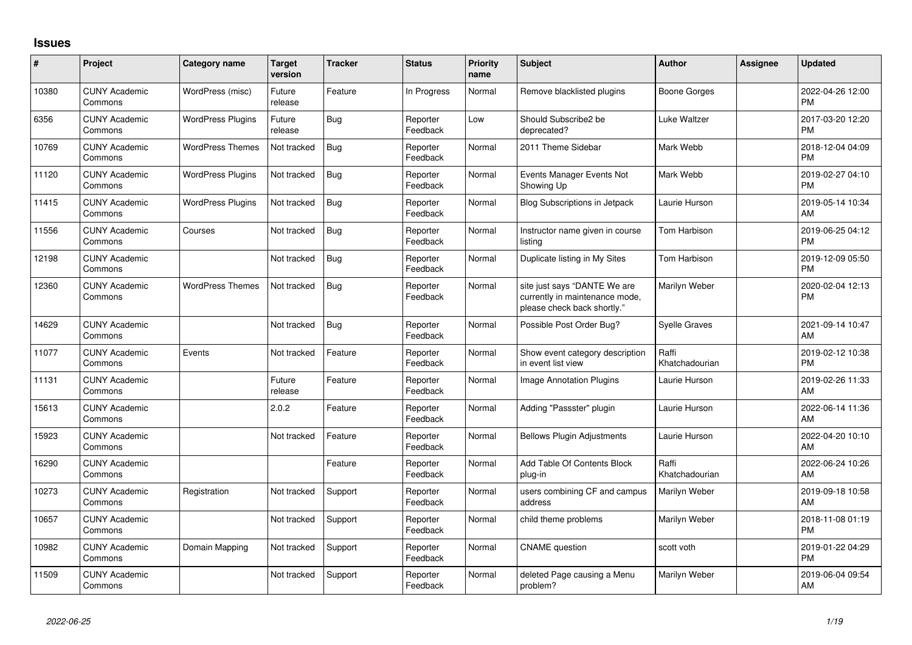## Issues

| # | Project | Category name | Target version | Tracker | Status | Priority name | Subject | Author | Assignee | Updated |
|---|---|---|---|---|---|---|---|---|---|---|
| 10380 | CUNY Academic Commons | WordPress (misc) | Future release | Feature | In Progress | Normal | Remove blacklisted plugins | Boone Gorges | | 2022-04-26 12:00 PM |
| 6356 | CUNY Academic Commons | WordPress Plugins | Future release | Bug | Reporter Feedback | Low | Should Subscribe2 be deprecated? | Luke Waltzer | | 2017-03-20 12:20 PM |
| 10769 | CUNY Academic Commons | WordPress Themes | Not tracked | Bug | Reporter Feedback | Normal | 2011 Theme Sidebar | Mark Webb | | 2018-12-04 04:09 PM |
| 11120 | CUNY Academic Commons | WordPress Plugins | Not tracked | Bug | Reporter Feedback | Normal | Events Manager Events Not Showing Up | Mark Webb | | 2019-02-27 04:10 PM |
| 11415 | CUNY Academic Commons | WordPress Plugins | Not tracked | Bug | Reporter Feedback | Normal | Blog Subscriptions in Jetpack | Laurie Hurson | | 2019-05-14 10:34 AM |
| 11556 | CUNY Academic Commons | Courses | Not tracked | Bug | Reporter Feedback | Normal | Instructor name given in course listing | Tom Harbison | | 2019-06-25 04:12 PM |
| 12198 | CUNY Academic Commons | | Not tracked | Bug | Reporter Feedback | Normal | Duplicate listing in My Sites | Tom Harbison | | 2019-12-09 05:50 PM |
| 12360 | CUNY Academic Commons | WordPress Themes | Not tracked | Bug | Reporter Feedback | Normal | site just says "DANTE We are currently in maintenance mode, please check back shortly." | Marilyn Weber | | 2020-02-04 12:13 PM |
| 14629 | CUNY Academic Commons | | Not tracked | Bug | Reporter Feedback | Normal | Possible Post Order Bug? | Syelle Graves | | 2021-09-14 10:47 AM |
| 11077 | CUNY Academic Commons | Events | Not tracked | Feature | Reporter Feedback | Normal | Show event category description in event list view | Raffi Khatchadourian | | 2019-02-12 10:38 PM |
| 11131 | CUNY Academic Commons | | Future release | Feature | Reporter Feedback | Normal | Image Annotation Plugins | Laurie Hurson | | 2019-02-26 11:33 AM |
| 15613 | CUNY Academic Commons | | 2.0.2 | Feature | Reporter Feedback | Normal | Adding "Passster" plugin | Laurie Hurson | | 2022-06-14 11:36 AM |
| 15923 | CUNY Academic Commons | | Not tracked | Feature | Reporter Feedback | Normal | Bellows Plugin Adjustments | Laurie Hurson | | 2022-04-20 10:10 AM |
| 16290 | CUNY Academic Commons | | | Feature | Reporter Feedback | Normal | Add Table Of Contents Block plug-in | Raffi Khatchadourian | | 2022-06-24 10:26 AM |
| 10273 | CUNY Academic Commons | Registration | Not tracked | Support | Reporter Feedback | Normal | users combining CF and campus address | Marilyn Weber | | 2019-09-18 10:58 AM |
| 10657 | CUNY Academic Commons | | Not tracked | Support | Reporter Feedback | Normal | child theme problems | Marilyn Weber | | 2018-11-08 01:19 PM |
| 10982 | CUNY Academic Commons | Domain Mapping | Not tracked | Support | Reporter Feedback | Normal | CNAME question | scott voth | | 2019-01-22 04:29 PM |
| 11509 | CUNY Academic Commons | | Not tracked | Support | Reporter Feedback | Normal | deleted Page causing a Menu problem? | Marilyn Weber | | 2019-06-04 09:54 AM |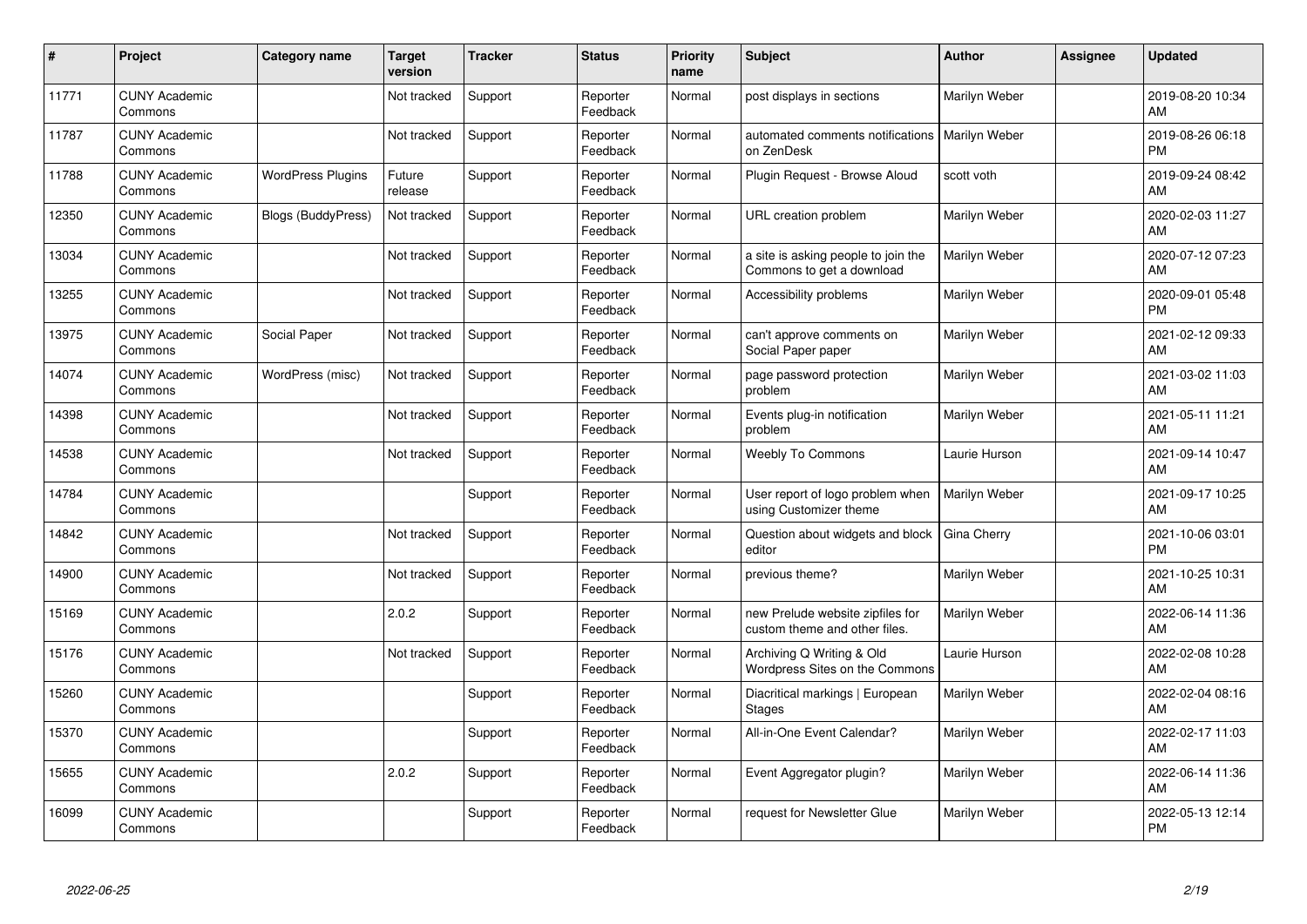| # | Project | Category name | Target version | Tracker | Status | Priority name | Subject | Author | Assignee | Updated |
|---|---|---|---|---|---|---|---|---|---|---|
| 11771 | CUNY Academic Commons | | Not tracked | Support | Reporter Feedback | Normal | post displays in sections | Marilyn Weber | | 2019-08-20 10:34 AM |
| 11787 | CUNY Academic Commons | | Not tracked | Support | Reporter Feedback | Normal | automated comments notifications on ZenDesk | Marilyn Weber | | 2019-08-26 06:18 PM |
| 11788 | CUNY Academic Commons | WordPress Plugins | Future release | Support | Reporter Feedback | Normal | Plugin Request - Browse Aloud | scott voth | | 2019-09-24 08:42 AM |
| 12350 | CUNY Academic Commons | Blogs (BuddyPress) | Not tracked | Support | Reporter Feedback | Normal | URL creation problem | Marilyn Weber | | 2020-02-03 11:27 AM |
| 13034 | CUNY Academic Commons | | Not tracked | Support | Reporter Feedback | Normal | a site is asking people to join the Commons to get a download | Marilyn Weber | | 2020-07-12 07:23 AM |
| 13255 | CUNY Academic Commons | | Not tracked | Support | Reporter Feedback | Normal | Accessibility problems | Marilyn Weber | | 2020-09-01 05:48 PM |
| 13975 | CUNY Academic Commons | Social Paper | Not tracked | Support | Reporter Feedback | Normal | can't approve comments on Social Paper paper | Marilyn Weber | | 2021-02-12 09:33 AM |
| 14074 | CUNY Academic Commons | WordPress (misc) | Not tracked | Support | Reporter Feedback | Normal | page password protection problem | Marilyn Weber | | 2021-03-02 11:03 AM |
| 14398 | CUNY Academic Commons | | Not tracked | Support | Reporter Feedback | Normal | Events plug-in notification problem | Marilyn Weber | | 2021-05-11 11:21 AM |
| 14538 | CUNY Academic Commons | | Not tracked | Support | Reporter Feedback | Normal | Weebly To Commons | Laurie Hurson | | 2021-09-14 10:47 AM |
| 14784 | CUNY Academic Commons | | | Support | Reporter Feedback | Normal | User report of logo problem when using Customizer theme | Marilyn Weber | | 2021-09-17 10:25 AM |
| 14842 | CUNY Academic Commons | | Not tracked | Support | Reporter Feedback | Normal | Question about widgets and block editor | Gina Cherry | | 2021-10-06 03:01 PM |
| 14900 | CUNY Academic Commons | | Not tracked | Support | Reporter Feedback | Normal | previous theme? | Marilyn Weber | | 2021-10-25 10:31 AM |
| 15169 | CUNY Academic Commons | | 2.0.2 | Support | Reporter Feedback | Normal | new Prelude website zipfiles for custom theme and other files. | Marilyn Weber | | 2022-06-14 11:36 AM |
| 15176 | CUNY Academic Commons | | Not tracked | Support | Reporter Feedback | Normal | Archiving Q Writing & Old Wordpress Sites on the Commons | Laurie Hurson | | 2022-02-08 10:28 AM |
| 15260 | CUNY Academic Commons | | | Support | Reporter Feedback | Normal | Diacritical markings \| European Stages | Marilyn Weber | | 2022-02-04 08:16 AM |
| 15370 | CUNY Academic Commons | | | Support | Reporter Feedback | Normal | All-in-One Event Calendar? | Marilyn Weber | | 2022-02-17 11:03 AM |
| 15655 | CUNY Academic Commons | | 2.0.2 | Support | Reporter Feedback | Normal | Event Aggregator plugin? | Marilyn Weber | | 2022-06-14 11:36 AM |
| 16099 | CUNY Academic Commons | | | Support | Reporter Feedback | Normal | request for Newsletter Glue | Marilyn Weber | | 2022-05-13 12:14 PM |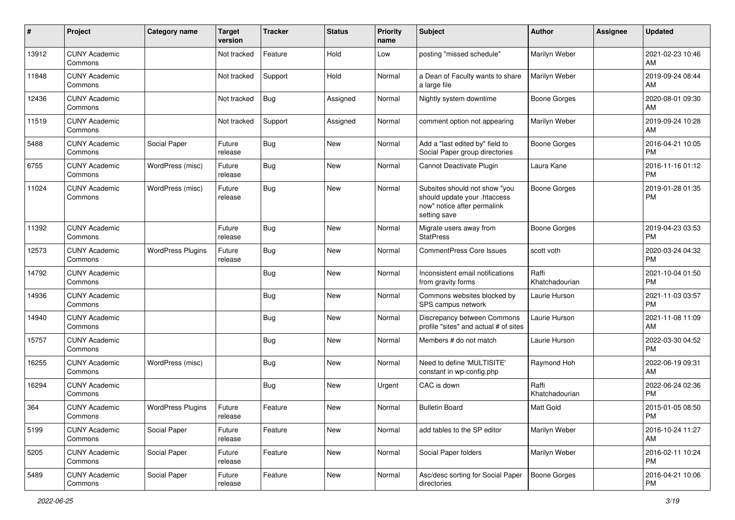| # | Project | Category name | Target version | Tracker | Status | Priority name | Subject | Author | Assignee | Updated |
|---|---|---|---|---|---|---|---|---|---|---|
| 13912 | CUNY Academic Commons | | Not tracked | Feature | Hold | Low | posting "missed schedule" | Marilyn Weber | | 2021-02-23 10:46 AM |
| 11848 | CUNY Academic Commons | | Not tracked | Support | Hold | Normal | a Dean of Faculty wants to share a large file | Marilyn Weber | | 2019-09-24 08:44 AM |
| 12436 | CUNY Academic Commons | | Not tracked | Bug | Assigned | Normal | Nightly system downtime | Boone Gorges | | 2020-08-01 09:30 AM |
| 11519 | CUNY Academic Commons | | Not tracked | Support | Assigned | Normal | comment option not appearing | Marilyn Weber | | 2019-09-24 10:28 AM |
| 5488 | CUNY Academic Commons | Social Paper | Future release | Bug | New | Normal | Add a "last edited by" field to Social Paper group directories | Boone Gorges | | 2016-04-21 10:05 PM |
| 6755 | CUNY Academic Commons | WordPress (misc) | Future release | Bug | New | Normal | Cannot Deactivate Plugin | Laura Kane | | 2016-11-16 01:12 PM |
| 11024 | CUNY Academic Commons | WordPress (misc) | Future release | Bug | New | Normal | Subsites should not show "you should update your .htaccess now" notice after permalink setting save | Boone Gorges | | 2019-01-28 01:35 PM |
| 11392 | CUNY Academic Commons | | Future release | Bug | New | Normal | Migrate users away from StatPress | Boone Gorges | | 2019-04-23 03:53 PM |
| 12573 | CUNY Academic Commons | WordPress Plugins | Future release | Bug | New | Normal | CommentPress Core Issues | scott voth | | 2020-03-24 04:32 PM |
| 14792 | CUNY Academic Commons | | | Bug | New | Normal | Inconsistent email notifications from gravity forms | Raffi Khatchadourian | | 2021-10-04 01:50 PM |
| 14936 | CUNY Academic Commons | | | Bug | New | Normal | Commons websites blocked by SPS campus network | Laurie Hurson | | 2021-11-03 03:57 PM |
| 14940 | CUNY Academic Commons | | | Bug | New | Normal | Discrepancy between Commons profile "sites" and actual # of sites | Laurie Hurson | | 2021-11-08 11:09 AM |
| 15757 | CUNY Academic Commons | | | Bug | New | Normal | Members # do not match | Laurie Hurson | | 2022-03-30 04:52 PM |
| 16255 | CUNY Academic Commons | WordPress (misc) | | Bug | New | Normal | Need to define 'MULTISITE' constant in wp-config.php | Raymond Hoh | | 2022-06-19 09:31 AM |
| 16294 | CUNY Academic Commons | | | Bug | New | Urgent | CAC is down | Raffi Khatchadourian | | 2022-06-24 02:36 PM |
| 364 | CUNY Academic Commons | WordPress Plugins | Future release | Feature | New | Normal | Bulletin Board | Matt Gold | | 2015-01-05 08:50 PM |
| 5199 | CUNY Academic Commons | Social Paper | Future release | Feature | New | Normal | add tables to the SP editor | Marilyn Weber | | 2016-10-24 11:27 AM |
| 5205 | CUNY Academic Commons | Social Paper | Future release | Feature | New | Normal | Social Paper folders | Marilyn Weber | | 2016-02-11 10:24 PM |
| 5489 | CUNY Academic Commons | Social Paper | Future release | Feature | New | Normal | Asc/desc sorting for Social Paper directories | Boone Gorges | | 2016-04-21 10:06 PM |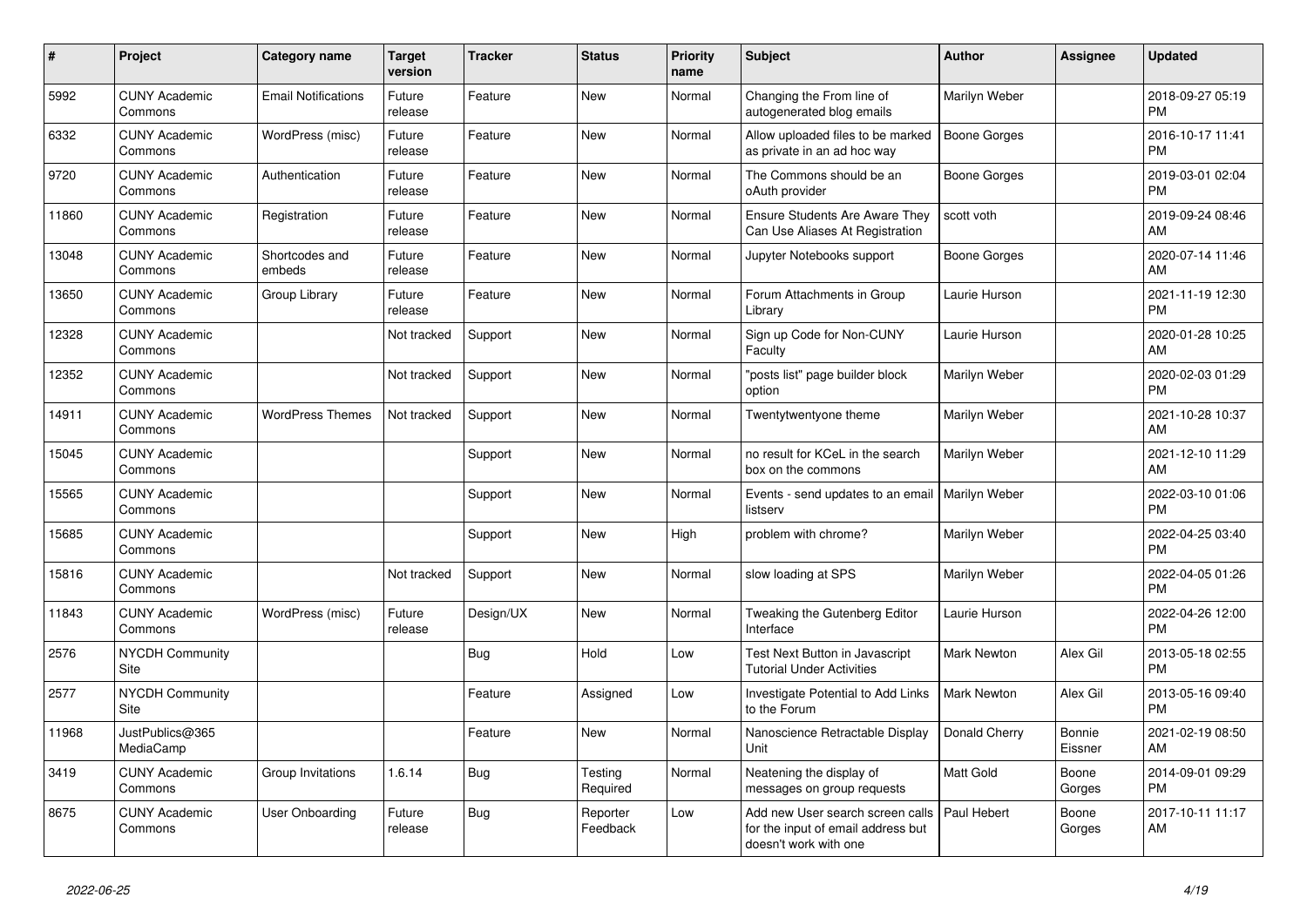| # | Project | Category name | Target version | Tracker | Status | Priority name | Subject | Author | Assignee | Updated |
|---|---|---|---|---|---|---|---|---|---|---|
| 5992 | CUNY Academic Commons | Email Notifications | Future release | Feature | New | Normal | Changing the From line of autogenerated blog emails | Marilyn Weber | | 2018-09-27 05:19 PM |
| 6332 | CUNY Academic Commons | WordPress (misc) | Future release | Feature | New | Normal | Allow uploaded files to be marked as private in an ad hoc way | Boone Gorges | | 2016-10-17 11:41 PM |
| 9720 | CUNY Academic Commons | Authentication | Future release | Feature | New | Normal | The Commons should be an oAuth provider | Boone Gorges | | 2019-03-01 02:04 PM |
| 11860 | CUNY Academic Commons | Registration | Future release | Feature | New | Normal | Ensure Students Are Aware They Can Use Aliases At Registration | scott voth | | 2019-09-24 08:46 AM |
| 13048 | CUNY Academic Commons | Shortcodes and embeds | Future release | Feature | New | Normal | Jupyter Notebooks support | Boone Gorges | | 2020-07-14 11:46 AM |
| 13650 | CUNY Academic Commons | Group Library | Future release | Feature | New | Normal | Forum Attachments in Group Library | Laurie Hurson | | 2021-11-19 12:30 PM |
| 12328 | CUNY Academic Commons | | Not tracked | Support | New | Normal | Sign up Code for Non-CUNY Faculty | Laurie Hurson | | 2020-01-28 10:25 AM |
| 12352 | CUNY Academic Commons | | Not tracked | Support | New | Normal | "posts list" page builder block option | Marilyn Weber | | 2020-02-03 01:29 PM |
| 14911 | CUNY Academic Commons | WordPress Themes | Not tracked | Support | New | Normal | Twentytwentyone theme | Marilyn Weber | | 2021-10-28 10:37 AM |
| 15045 | CUNY Academic Commons | | | Support | New | Normal | no result for KCeL in the search box on the commons | Marilyn Weber | | 2021-12-10 11:29 AM |
| 15565 | CUNY Academic Commons | | | Support | New | Normal | Events - send updates to an email listserv | Marilyn Weber | | 2022-03-10 01:06 PM |
| 15685 | CUNY Academic Commons | | | Support | New | High | problem with chrome? | Marilyn Weber | | 2022-04-25 03:40 PM |
| 15816 | CUNY Academic Commons | | Not tracked | Support | New | Normal | slow loading at SPS | Marilyn Weber | | 2022-04-05 01:26 PM |
| 11843 | CUNY Academic Commons | WordPress (misc) | Future release | Design/UX | New | Normal | Tweaking the Gutenberg Editor Interface | Laurie Hurson | | 2022-04-26 12:00 PM |
| 2576 | NYCDH Community Site | | | Bug | Hold | Low | Test Next Button in Javascript Tutorial Under Activities | Mark Newton | Alex Gil | 2013-05-18 02:55 PM |
| 2577 | NYCDH Community Site | | | Feature | Assigned | Low | Investigate Potential to Add Links to the Forum | Mark Newton | Alex Gil | 2013-05-16 09:40 PM |
| 11968 | JustPublics@365 MediaCamp | | | Feature | New | Normal | Nanoscience Retractable Display Unit | Donald Cherry | Bonnie Eissner | 2021-02-19 08:50 AM |
| 3419 | CUNY Academic Commons | Group Invitations | 1.6.14 | Bug | Testing Required | Normal | Neatening the display of messages on group requests | Matt Gold | Boone Gorges | 2014-09-01 09:29 PM |
| 8675 | CUNY Academic Commons | User Onboarding | Future release | Bug | Reporter Feedback | Low | Add new User search screen calls for the input of email address but doesn't work with one | Paul Hebert | Boone Gorges | 2017-10-11 11:17 AM |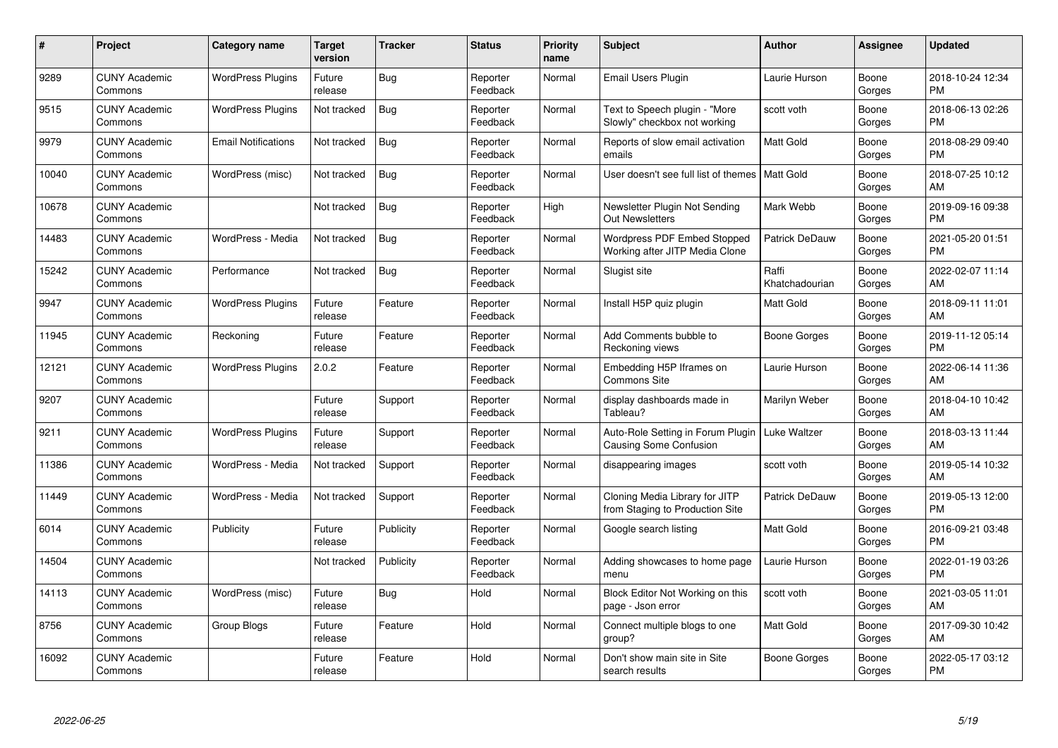| # | Project | Category name | Target version | Tracker | Status | Priority name | Subject | Author | Assignee | Updated |
|---|---|---|---|---|---|---|---|---|---|---|
| 9289 | CUNY Academic Commons | WordPress Plugins | Future release | Bug | Reporter Feedback | Normal | Email Users Plugin | Laurie Hurson | Boone Gorges | 2018-10-24 12:34 PM |
| 9515 | CUNY Academic Commons | WordPress Plugins | Not tracked | Bug | Reporter Feedback | Normal | Text to Speech plugin - "More Slowly" checkbox not working | scott voth | Boone Gorges | 2018-06-13 02:26 PM |
| 9979 | CUNY Academic Commons | Email Notifications | Not tracked | Bug | Reporter Feedback | Normal | Reports of slow email activation emails | Matt Gold | Boone Gorges | 2018-08-29 09:40 PM |
| 10040 | CUNY Academic Commons | WordPress (misc) | Not tracked | Bug | Reporter Feedback | Normal | User doesn't see full list of themes | Matt Gold | Boone Gorges | 2018-07-25 10:12 AM |
| 10678 | CUNY Academic Commons | | Not tracked | Bug | Reporter Feedback | High | Newsletter Plugin Not Sending Out Newsletters | Mark Webb | Boone Gorges | 2019-09-16 09:38 PM |
| 14483 | CUNY Academic Commons | WordPress - Media | Not tracked | Bug | Reporter Feedback | Normal | Wordpress PDF Embed Stopped Working after JITP Media Clone | Patrick DeDauw | Boone Gorges | 2021-05-20 01:51 PM |
| 15242 | CUNY Academic Commons | Performance | Not tracked | Bug | Reporter Feedback | Normal | Slugist site | Raffi Khatchadourian | Boone Gorges | 2022-02-07 11:14 AM |
| 9947 | CUNY Academic Commons | WordPress Plugins | Future release | Feature | Reporter Feedback | Normal | Install H5P quiz plugin | Matt Gold | Boone Gorges | 2018-09-11 11:01 AM |
| 11945 | CUNY Academic Commons | Reckoning | Future release | Feature | Reporter Feedback | Normal | Add Comments bubble to Reckoning views | Boone Gorges | Boone Gorges | 2019-11-12 05:14 PM |
| 12121 | CUNY Academic Commons | WordPress Plugins | 2.0.2 | Feature | Reporter Feedback | Normal | Embedding H5P Iframes on Commons Site | Laurie Hurson | Boone Gorges | 2022-06-14 11:36 AM |
| 9207 | CUNY Academic Commons | | Future release | Support | Reporter Feedback | Normal | display dashboards made in Tableau? | Marilyn Weber | Boone Gorges | 2018-04-10 10:42 AM |
| 9211 | CUNY Academic Commons | WordPress Plugins | Future release | Support | Reporter Feedback | Normal | Auto-Role Setting in Forum Plugin Causing Some Confusion | Luke Waltzer | Boone Gorges | 2018-03-13 11:44 AM |
| 11386 | CUNY Academic Commons | WordPress - Media | Not tracked | Support | Reporter Feedback | Normal | disappearing images | scott voth | Boone Gorges | 2019-05-14 10:32 AM |
| 11449 | CUNY Academic Commons | WordPress - Media | Not tracked | Support | Reporter Feedback | Normal | Cloning Media Library for JITP from Staging to Production Site | Patrick DeDauw | Boone Gorges | 2019-05-13 12:00 PM |
| 6014 | CUNY Academic Commons | Publicity | Future release | Publicity | Reporter Feedback | Normal | Google search listing | Matt Gold | Boone Gorges | 2016-09-21 03:48 PM |
| 14504 | CUNY Academic Commons | | Not tracked | Publicity | Reporter Feedback | Normal | Adding showcases to home page menu | Laurie Hurson | Boone Gorges | 2022-01-19 03:26 PM |
| 14113 | CUNY Academic Commons | WordPress (misc) | Future release | Bug | Hold | Normal | Block Editor Not Working on this page - Json error | scott voth | Boone Gorges | 2021-03-05 11:01 AM |
| 8756 | CUNY Academic Commons | Group Blogs | Future release | Feature | Hold | Normal | Connect multiple blogs to one group? | Matt Gold | Boone Gorges | 2017-09-30 10:42 AM |
| 16092 | CUNY Academic Commons | | Future release | Feature | Hold | Normal | Don't show main site in Site search results | Boone Gorges | Boone Gorges | 2022-05-17 03:12 PM |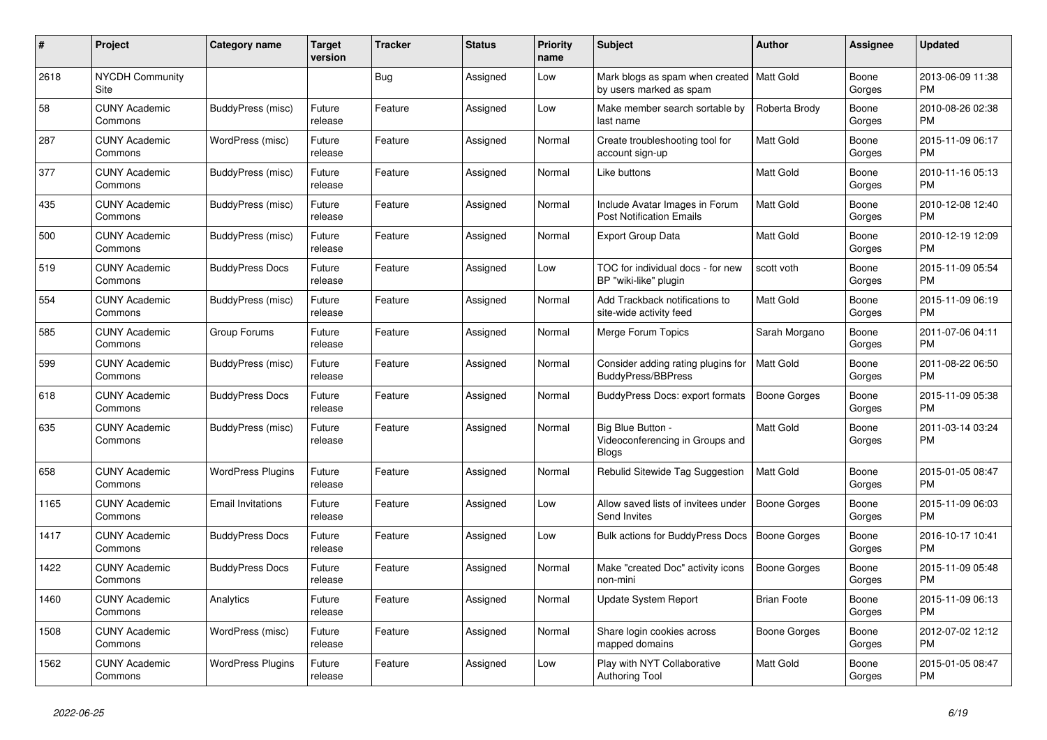| # | Project | Category name | Target version | Tracker | Status | Priority name | Subject | Author | Assignee | Updated |
|---|---|---|---|---|---|---|---|---|---|---|
| 2618 | NYCDH Community Site | | | Bug | Assigned | Low | Mark blogs as spam when created by users marked as spam | Matt Gold | Boone Gorges | 2013-06-09 11:38 PM |
| 58 | CUNY Academic Commons | BuddyPress (misc) | Future release | Feature | Assigned | Low | Make member search sortable by last name | Roberta Brody | Boone Gorges | 2010-08-26 02:38 PM |
| 287 | CUNY Academic Commons | WordPress (misc) | Future release | Feature | Assigned | Normal | Create troubleshooting tool for account sign-up | Matt Gold | Boone Gorges | 2015-11-09 06:17 PM |
| 377 | CUNY Academic Commons | BuddyPress (misc) | Future release | Feature | Assigned | Normal | Like buttons | Matt Gold | Boone Gorges | 2010-11-16 05:13 PM |
| 435 | CUNY Academic Commons | BuddyPress (misc) | Future release | Feature | Assigned | Normal | Include Avatar Images in Forum Post Notification Emails | Matt Gold | Boone Gorges | 2010-12-08 12:40 PM |
| 500 | CUNY Academic Commons | BuddyPress (misc) | Future release | Feature | Assigned | Normal | Export Group Data | Matt Gold | Boone Gorges | 2010-12-19 12:09 PM |
| 519 | CUNY Academic Commons | BuddyPress Docs | Future release | Feature | Assigned | Low | TOC for individual docs - for new BP "wiki-like" plugin | scott voth | Boone Gorges | 2015-11-09 05:54 PM |
| 554 | CUNY Academic Commons | BuddyPress (misc) | Future release | Feature | Assigned | Normal | Add Trackback notifications to site-wide activity feed | Matt Gold | Boone Gorges | 2015-11-09 06:19 PM |
| 585 | CUNY Academic Commons | Group Forums | Future release | Feature | Assigned | Normal | Merge Forum Topics | Sarah Morgano | Boone Gorges | 2011-07-06 04:11 PM |
| 599 | CUNY Academic Commons | BuddyPress (misc) | Future release | Feature | Assigned | Normal | Consider adding rating plugins for BuddyPress/BBPress | Matt Gold | Boone Gorges | 2011-08-22 06:50 PM |
| 618 | CUNY Academic Commons | BuddyPress Docs | Future release | Feature | Assigned | Normal | BuddyPress Docs: export formats | Boone Gorges | Boone Gorges | 2015-11-09 05:38 PM |
| 635 | CUNY Academic Commons | BuddyPress (misc) | Future release | Feature | Assigned | Normal | Big Blue Button - Videoconferencing in Groups and Blogs | Matt Gold | Boone Gorges | 2011-03-14 03:24 PM |
| 658 | CUNY Academic Commons | WordPress Plugins | Future release | Feature | Assigned | Normal | Rebulid Sitewide Tag Suggestion | Matt Gold | Boone Gorges | 2015-01-05 08:47 PM |
| 1165 | CUNY Academic Commons | Email Invitations | Future release | Feature | Assigned | Low | Allow saved lists of invitees under Send Invites | Boone Gorges | Boone Gorges | 2015-11-09 06:03 PM |
| 1417 | CUNY Academic Commons | BuddyPress Docs | Future release | Feature | Assigned | Low | Bulk actions for BuddyPress Docs | Boone Gorges | Boone Gorges | 2016-10-17 10:41 PM |
| 1422 | CUNY Academic Commons | BuddyPress Docs | Future release | Feature | Assigned | Normal | Make "created Doc" activity icons non-mini | Boone Gorges | Boone Gorges | 2015-11-09 05:48 PM |
| 1460 | CUNY Academic Commons | Analytics | Future release | Feature | Assigned | Normal | Update System Report | Brian Foote | Boone Gorges | 2015-11-09 06:13 PM |
| 1508 | CUNY Academic Commons | WordPress (misc) | Future release | Feature | Assigned | Normal | Share login cookies across mapped domains | Boone Gorges | Boone Gorges | 2012-07-02 12:12 PM |
| 1562 | CUNY Academic Commons | WordPress Plugins | Future release | Feature | Assigned | Low | Play with NYT Collaborative Authoring Tool | Matt Gold | Boone Gorges | 2015-01-05 08:47 PM |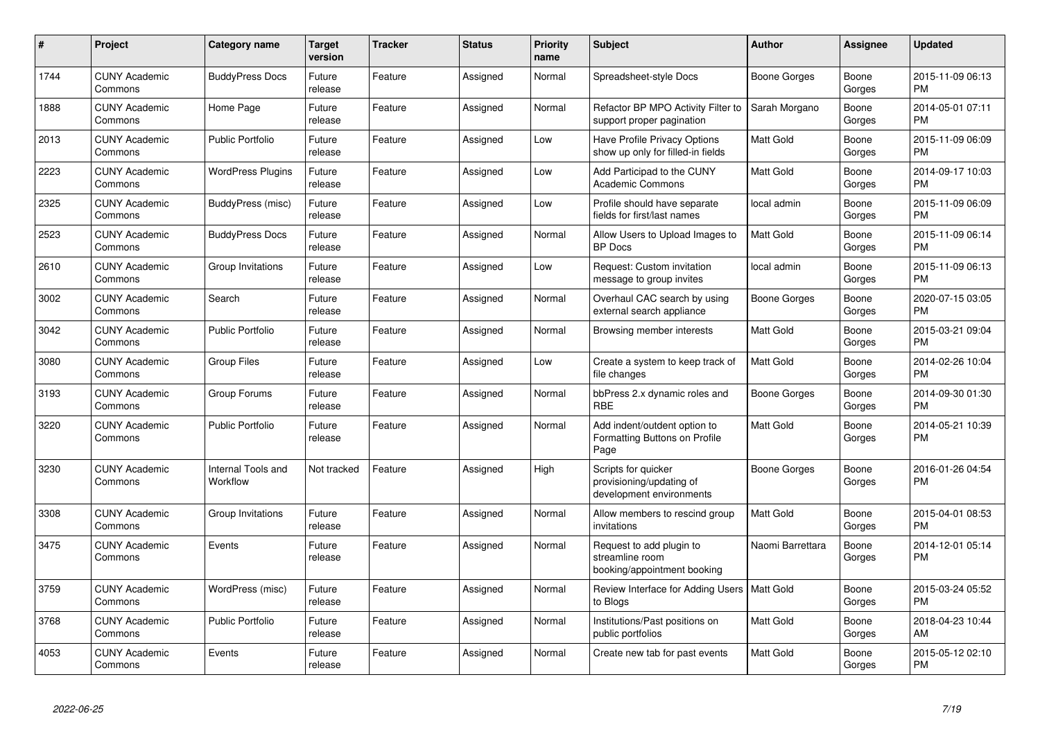| # | Project | Category name | Target version | Tracker | Status | Priority name | Subject | Author | Assignee | Updated |
|---|---|---|---|---|---|---|---|---|---|---|
| 1744 | CUNY Academic Commons | BuddyPress Docs | Future release | Feature | Assigned | Normal | Spreadsheet-style Docs | Boone Gorges | Boone Gorges | 2015-11-09 06:13 PM |
| 1888 | CUNY Academic Commons | Home Page | Future release | Feature | Assigned | Normal | Refactor BP MPO Activity Filter to support proper pagination | Sarah Morgano | Boone Gorges | 2014-05-01 07:11 PM |
| 2013 | CUNY Academic Commons | Public Portfolio | Future release | Feature | Assigned | Low | Have Profile Privacy Options show up only for filled-in fields | Matt Gold | Boone Gorges | 2015-11-09 06:09 PM |
| 2223 | CUNY Academic Commons | WordPress Plugins | Future release | Feature | Assigned | Low | Add Participad to the CUNY Academic Commons | Matt Gold | Boone Gorges | 2014-09-17 10:03 PM |
| 2325 | CUNY Academic Commons | BuddyPress (misc) | Future release | Feature | Assigned | Low | Profile should have separate fields for first/last names | local admin | Boone Gorges | 2015-11-09 06:09 PM |
| 2523 | CUNY Academic Commons | BuddyPress Docs | Future release | Feature | Assigned | Normal | Allow Users to Upload Images to BP Docs | Matt Gold | Boone Gorges | 2015-11-09 06:14 PM |
| 2610 | CUNY Academic Commons | Group Invitations | Future release | Feature | Assigned | Low | Request: Custom invitation message to group invites | local admin | Boone Gorges | 2015-11-09 06:13 PM |
| 3002 | CUNY Academic Commons | Search | Future release | Feature | Assigned | Normal | Overhaul CAC search by using external search appliance | Boone Gorges | Boone Gorges | 2020-07-15 03:05 PM |
| 3042 | CUNY Academic Commons | Public Portfolio | Future release | Feature | Assigned | Normal | Browsing member interests | Matt Gold | Boone Gorges | 2015-03-21 09:04 PM |
| 3080 | CUNY Academic Commons | Group Files | Future release | Feature | Assigned | Low | Create a system to keep track of file changes | Matt Gold | Boone Gorges | 2014-02-26 10:04 PM |
| 3193 | CUNY Academic Commons | Group Forums | Future release | Feature | Assigned | Normal | bbPress 2.x dynamic roles and RBE | Boone Gorges | Boone Gorges | 2014-09-30 01:30 PM |
| 3220 | CUNY Academic Commons | Public Portfolio | Future release | Feature | Assigned | Normal | Add indent/outdent option to Formatting Buttons on Profile Page | Matt Gold | Boone Gorges | 2014-05-21 10:39 PM |
| 3230 | CUNY Academic Commons | Internal Tools and Workflow | Not tracked | Feature | Assigned | High | Scripts for quicker provisioning/updating of development environments | Boone Gorges | Boone Gorges | 2016-01-26 04:54 PM |
| 3308 | CUNY Academic Commons | Group Invitations | Future release | Feature | Assigned | Normal | Allow members to rescind group invitations | Matt Gold | Boone Gorges | 2015-04-01 08:53 PM |
| 3475 | CUNY Academic Commons | Events | Future release | Feature | Assigned | Normal | Request to add plugin to streamline room booking/appointment booking | Naomi Barrettara | Boone Gorges | 2014-12-01 05:14 PM |
| 3759 | CUNY Academic Commons | WordPress (misc) | Future release | Feature | Assigned | Normal | Review Interface for Adding Users to Blogs | Matt Gold | Boone Gorges | 2015-03-24 05:52 PM |
| 3768 | CUNY Academic Commons | Public Portfolio | Future release | Feature | Assigned | Normal | Institutions/Past positions on public portfolios | Matt Gold | Boone Gorges | 2018-04-23 10:44 AM |
| 4053 | CUNY Academic Commons | Events | Future release | Feature | Assigned | Normal | Create new tab for past events | Matt Gold | Boone Gorges | 2015-05-12 02:10 PM |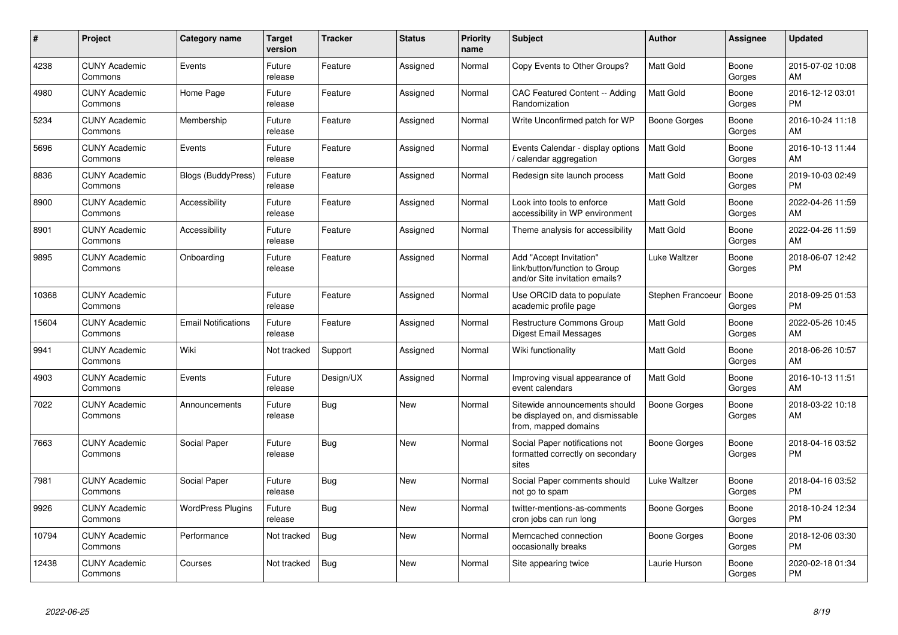| # | Project | Category name | Target version | Tracker | Status | Priority name | Subject | Author | Assignee | Updated |
|---|---|---|---|---|---|---|---|---|---|---|
| 4238 | CUNY Academic Commons | Events | Future release | Feature | Assigned | Normal | Copy Events to Other Groups? | Matt Gold | Boone Gorges | 2015-07-02 10:08 AM |
| 4980 | CUNY Academic Commons | Home Page | Future release | Feature | Assigned | Normal | CAC Featured Content -- Adding Randomization | Matt Gold | Boone Gorges | 2016-12-12 03:01 PM |
| 5234 | CUNY Academic Commons | Membership | Future release | Feature | Assigned | Normal | Write Unconfirmed patch for WP | Boone Gorges | Boone Gorges | 2016-10-24 11:18 AM |
| 5696 | CUNY Academic Commons | Events | Future release | Feature | Assigned | Normal | Events Calendar - display options / calendar aggregation | Matt Gold | Boone Gorges | 2016-10-13 11:44 AM |
| 8836 | CUNY Academic Commons | Blogs (BuddyPress) | Future release | Feature | Assigned | Normal | Redesign site launch process | Matt Gold | Boone Gorges | 2019-10-03 02:49 PM |
| 8900 | CUNY Academic Commons | Accessibility | Future release | Feature | Assigned | Normal | Look into tools to enforce accessibility in WP environment | Matt Gold | Boone Gorges | 2022-04-26 11:59 AM |
| 8901 | CUNY Academic Commons | Accessibility | Future release | Feature | Assigned | Normal | Theme analysis for accessibility | Matt Gold | Boone Gorges | 2022-04-26 11:59 AM |
| 9895 | CUNY Academic Commons | Onboarding | Future release | Feature | Assigned | Normal | Add "Accept Invitation" link/button/function to Group and/or Site invitation emails? | Luke Waltzer | Boone Gorges | 2018-06-07 12:42 PM |
| 10368 | CUNY Academic Commons | | Future release | Feature | Assigned | Normal | Use ORCID data to populate academic profile page | Stephen Francoeur | Boone Gorges | 2018-09-25 01:53 PM |
| 15604 | CUNY Academic Commons | Email Notifications | Future release | Feature | Assigned | Normal | Restructure Commons Group Digest Email Messages | Matt Gold | Boone Gorges | 2022-05-26 10:45 AM |
| 9941 | CUNY Academic Commons | Wiki | Not tracked | Support | Assigned | Normal | Wiki functionality | Matt Gold | Boone Gorges | 2018-06-26 10:57 AM |
| 4903 | CUNY Academic Commons | Events | Future release | Design/UX | Assigned | Normal | Improving visual appearance of event calendars | Matt Gold | Boone Gorges | 2016-10-13 11:51 AM |
| 7022 | CUNY Academic Commons | Announcements | Future release | Bug | New | Normal | Sitewide announcements should be displayed on, and dismissable from, mapped domains | Boone Gorges | Boone Gorges | 2018-03-22 10:18 AM |
| 7663 | CUNY Academic Commons | Social Paper | Future release | Bug | New | Normal | Social Paper notifications not formatted correctly on secondary sites | Boone Gorges | Boone Gorges | 2018-04-16 03:52 PM |
| 7981 | CUNY Academic Commons | Social Paper | Future release | Bug | New | Normal | Social Paper comments should not go to spam | Luke Waltzer | Boone Gorges | 2018-04-16 03:52 PM |
| 9926 | CUNY Academic Commons | WordPress Plugins | Future release | Bug | New | Normal | twitter-mentions-as-comments cron jobs can run long | Boone Gorges | Boone Gorges | 2018-10-24 12:34 PM |
| 10794 | CUNY Academic Commons | Performance | Not tracked | Bug | New | Normal | Memcached connection occasionally breaks | Boone Gorges | Boone Gorges | 2018-12-06 03:30 PM |
| 12438 | CUNY Academic Commons | Courses | Not tracked | Bug | New | Normal | Site appearing twice | Laurie Hurson | Boone Gorges | 2020-02-18 01:34 PM |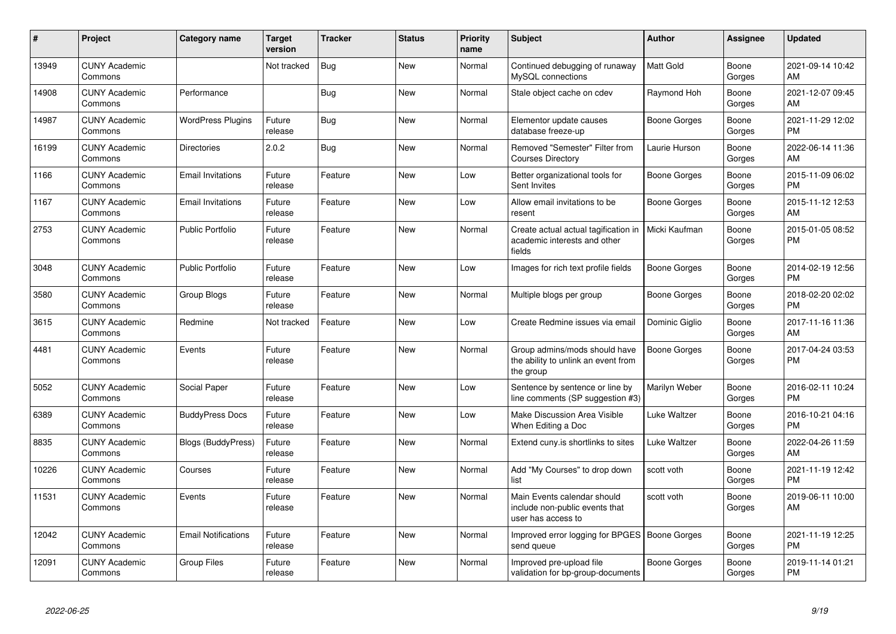| # | Project | Category name | Target version | Tracker | Status | Priority name | Subject | Author | Assignee | Updated |
|---|---|---|---|---|---|---|---|---|---|---|
| 13949 | CUNY Academic Commons | | Not tracked | Bug | New | Normal | Continued debugging of runaway MySQL connections | Matt Gold | Boone Gorges | 2021-09-14 10:42 AM |
| 14908 | CUNY Academic Commons | Performance | | Bug | New | Normal | Stale object cache on cdev | Raymond Hoh | Boone Gorges | 2021-12-07 09:45 AM |
| 14987 | CUNY Academic Commons | WordPress Plugins | Future release | Bug | New | Normal | Elementor update causes database freeze-up | Boone Gorges | Boone Gorges | 2021-11-29 12:02 PM |
| 16199 | CUNY Academic Commons | Directories | 2.0.2 | Bug | New | Normal | Removed "Semester" Filter from Courses Directory | Laurie Hurson | Boone Gorges | 2022-06-14 11:36 AM |
| 1166 | CUNY Academic Commons | Email Invitations | Future release | Feature | New | Low | Better organizational tools for Sent Invites | Boone Gorges | Boone Gorges | 2015-11-09 06:02 PM |
| 1167 | CUNY Academic Commons | Email Invitations | Future release | Feature | New | Low | Allow email invitations to be resent | Boone Gorges | Boone Gorges | 2015-11-12 12:53 AM |
| 2753 | CUNY Academic Commons | Public Portfolio | Future release | Feature | New | Normal | Create actual actual tagification in academic interests and other fields | Micki Kaufman | Boone Gorges | 2015-01-05 08:52 PM |
| 3048 | CUNY Academic Commons | Public Portfolio | Future release | Feature | New | Low | Images for rich text profile fields | Boone Gorges | Boone Gorges | 2014-02-19 12:56 PM |
| 3580 | CUNY Academic Commons | Group Blogs | Future release | Feature | New | Normal | Multiple blogs per group | Boone Gorges | Boone Gorges | 2018-02-20 02:02 PM |
| 3615 | CUNY Academic Commons | Redmine | Not tracked | Feature | New | Low | Create Redmine issues via email | Dominic Giglio | Boone Gorges | 2017-11-16 11:36 AM |
| 4481 | CUNY Academic Commons | Events | Future release | Feature | New | Normal | Group admins/mods should have the ability to unlink an event from the group | Boone Gorges | Boone Gorges | 2017-04-24 03:53 PM |
| 5052 | CUNY Academic Commons | Social Paper | Future release | Feature | New | Low | Sentence by sentence or line by line comments (SP suggestion #3) | Marilyn Weber | Boone Gorges | 2016-02-11 10:24 PM |
| 6389 | CUNY Academic Commons | BuddyPress Docs | Future release | Feature | New | Low | Make Discussion Area Visible When Editing a Doc | Luke Waltzer | Boone Gorges | 2016-10-21 04:16 PM |
| 8835 | CUNY Academic Commons | Blogs (BuddyPress) | Future release | Feature | New | Normal | Extend cuny.is shortlinks to sites | Luke Waltzer | Boone Gorges | 2022-04-26 11:59 AM |
| 10226 | CUNY Academic Commons | Courses | Future release | Feature | New | Normal | Add "My Courses" to drop down list | scott voth | Boone Gorges | 2021-11-19 12:42 PM |
| 11531 | CUNY Academic Commons | Events | Future release | Feature | New | Normal | Main Events calendar should include non-public events that user has access to | scott voth | Boone Gorges | 2019-06-11 10:00 AM |
| 12042 | CUNY Academic Commons | Email Notifications | Future release | Feature | New | Normal | Improved error logging for BPGES send queue | Boone Gorges | Boone Gorges | 2021-11-19 12:25 PM |
| 12091 | CUNY Academic Commons | Group Files | Future release | Feature | New | Normal | Improved pre-upload file validation for bp-group-documents | Boone Gorges | Boone Gorges | 2019-11-14 01:21 PM |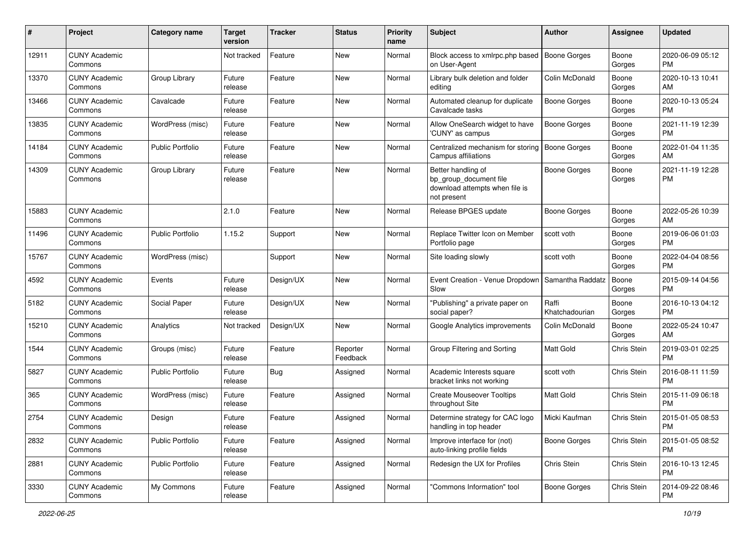| # | Project | Category name | Target version | Tracker | Status | Priority name | Subject | Author | Assignee | Updated |
|---|---|---|---|---|---|---|---|---|---|---|
| 12911 | CUNY Academic Commons | | Not tracked | Feature | New | Normal | Block access to xmlrpc.php based on User-Agent | Boone Gorges | Boone Gorges | 2020-06-09 05:12 PM |
| 13370 | CUNY Academic Commons | Group Library | Future release | Feature | New | Normal | Library bulk deletion and folder editing | Colin McDonald | Boone Gorges | 2020-10-13 10:41 AM |
| 13466 | CUNY Academic Commons | Cavalcade | Future release | Feature | New | Normal | Automated cleanup for duplicate Cavalcade tasks | Boone Gorges | Boone Gorges | 2020-10-13 05:24 PM |
| 13835 | CUNY Academic Commons | WordPress (misc) | Future release | Feature | New | Normal | Allow OneSearch widget to have 'CUNY' as campus | Boone Gorges | Boone Gorges | 2021-11-19 12:39 PM |
| 14184 | CUNY Academic Commons | Public Portfolio | Future release | Feature | New | Normal | Centralized mechanism for storing Campus affiliations | Boone Gorges | Boone Gorges | 2022-01-04 11:35 AM |
| 14309 | CUNY Academic Commons | Group Library | Future release | Feature | New | Normal | Better handling of bp_group_document file download attempts when file is not present | Boone Gorges | Boone Gorges | 2021-11-19 12:28 PM |
| 15883 | CUNY Academic Commons | | 2.1.0 | Feature | New | Normal | Release BPGES update | Boone Gorges | Boone Gorges | 2022-05-26 10:39 AM |
| 11496 | CUNY Academic Commons | Public Portfolio | 1.15.2 | Support | New | Normal | Replace Twitter Icon on Member Portfolio page | scott voth | Boone Gorges | 2019-06-06 01:03 PM |
| 15767 | CUNY Academic Commons | WordPress (misc) | | Support | New | Normal | Site loading slowly | scott voth | Boone Gorges | 2022-04-04 08:56 PM |
| 4592 | CUNY Academic Commons | Events | Future release | Design/UX | New | Normal | Event Creation - Venue Dropdown Slow | Samantha Raddatz | Boone Gorges | 2015-09-14 04:56 PM |
| 5182 | CUNY Academic Commons | Social Paper | Future release | Design/UX | New | Normal | "Publishing" a private paper on social paper? | Raffi Khatchadourian | Boone Gorges | 2016-10-13 04:12 PM |
| 15210 | CUNY Academic Commons | Analytics | Not tracked | Design/UX | New | Normal | Google Analytics improvements | Colin McDonald | Boone Gorges | 2022-05-24 10:47 AM |
| 1544 | CUNY Academic Commons | Groups (misc) | Future release | Feature | Reporter Feedback | Normal | Group Filtering and Sorting | Matt Gold | Chris Stein | 2019-03-01 02:25 PM |
| 5827 | CUNY Academic Commons | Public Portfolio | Future release | Bug | Assigned | Normal | Academic Interests square bracket links not working | scott voth | Chris Stein | 2016-08-11 11:59 PM |
| 365 | CUNY Academic Commons | WordPress (misc) | Future release | Feature | Assigned | Normal | Create Mouseover Tooltips throughout Site | Matt Gold | Chris Stein | 2015-11-09 06:18 PM |
| 2754 | CUNY Academic Commons | Design | Future release | Feature | Assigned | Normal | Determine strategy for CAC logo handling in top header | Micki Kaufman | Chris Stein | 2015-01-05 08:53 PM |
| 2832 | CUNY Academic Commons | Public Portfolio | Future release | Feature | Assigned | Normal | Improve interface for (not) auto-linking profile fields | Boone Gorges | Chris Stein | 2015-01-05 08:52 PM |
| 2881 | CUNY Academic Commons | Public Portfolio | Future release | Feature | Assigned | Normal | Redesign the UX for Profiles | Chris Stein | Chris Stein | 2016-10-13 12:45 PM |
| 3330 | CUNY Academic Commons | My Commons | Future release | Feature | Assigned | Normal | "Commons Information" tool | Boone Gorges | Chris Stein | 2014-09-22 08:46 PM |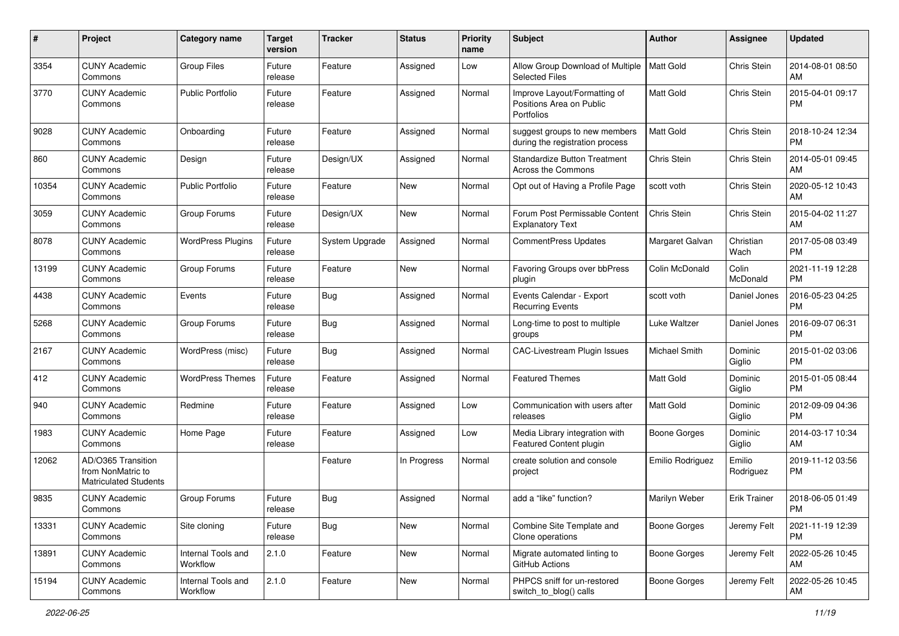| # | Project | Category name | Target version | Tracker | Status | Priority name | Subject | Author | Assignee | Updated |
|---|---|---|---|---|---|---|---|---|---|---|
| 3354 | CUNY Academic Commons | Group Files | Future release | Feature | Assigned | Low | Allow Group Download of Multiple Selected Files | Matt Gold | Chris Stein | 2014-08-01 08:50 AM |
| 3770 | CUNY Academic Commons | Public Portfolio | Future release | Feature | Assigned | Normal | Improve Layout/Formatting of Positions Area on Public Portfolios | Matt Gold | Chris Stein | 2015-04-01 09:17 PM |
| 9028 | CUNY Academic Commons | Onboarding | Future release | Feature | Assigned | Normal | suggest groups to new members during the registration process | Matt Gold | Chris Stein | 2018-10-24 12:34 PM |
| 860 | CUNY Academic Commons | Design | Future release | Design/UX | Assigned | Normal | Standardize Button Treatment Across the Commons | Chris Stein | Chris Stein | 2014-05-01 09:45 AM |
| 10354 | CUNY Academic Commons | Public Portfolio | Future release | Feature | New | Normal | Opt out of Having a Profile Page | scott voth | Chris Stein | 2020-05-12 10:43 AM |
| 3059 | CUNY Academic Commons | Group Forums | Future release | Design/UX | New | Normal | Forum Post Permissable Content Explanatory Text | Chris Stein | Chris Stein | 2015-04-02 11:27 AM |
| 8078 | CUNY Academic Commons | WordPress Plugins | Future release | System Upgrade | Assigned | Normal | CommentPress Updates | Margaret Galvan | Christian Wach | 2017-05-08 03:49 PM |
| 13199 | CUNY Academic Commons | Group Forums | Future release | Feature | New | Normal | Favoring Groups over bbPress plugin | Colin McDonald | Colin McDonald | 2021-11-19 12:28 PM |
| 4438 | CUNY Academic Commons | Events | Future release | Bug | Assigned | Normal | Events Calendar - Export Recurring Events | scott voth | Daniel Jones | 2016-05-23 04:25 PM |
| 5268 | CUNY Academic Commons | Group Forums | Future release | Bug | Assigned | Normal | Long-time to post to multiple groups | Luke Waltzer | Daniel Jones | 2016-09-07 06:31 PM |
| 2167 | CUNY Academic Commons | WordPress (misc) | Future release | Bug | Assigned | Normal | CAC-Livestream Plugin Issues | Michael Smith | Dominic Giglio | 2015-01-02 03:06 PM |
| 412 | CUNY Academic Commons | WordPress Themes | Future release | Feature | Assigned | Normal | Featured Themes | Matt Gold | Dominic Giglio | 2015-01-05 08:44 PM |
| 940 | CUNY Academic Commons | Redmine | Future release | Feature | Assigned | Low | Communication with users after releases | Matt Gold | Dominic Giglio | 2012-09-09 04:36 PM |
| 1983 | CUNY Academic Commons | Home Page | Future release | Feature | Assigned | Low | Media Library integration with Featured Content plugin | Boone Gorges | Dominic Giglio | 2014-03-17 10:34 AM |
| 12062 | AD/O365 Transition from NonMatric to Matriculated Students | | | Feature | In Progress | Normal | create solution and console project | Emilio Rodriguez | Emilio Rodriguez | 2019-11-12 03:56 PM |
| 9835 | CUNY Academic Commons | Group Forums | Future release | Bug | Assigned | Normal | add a "like" function? | Marilyn Weber | Erik Trainer | 2018-06-05 01:49 PM |
| 13331 | CUNY Academic Commons | Site cloning | Future release | Bug | New | Normal | Combine Site Template and Clone operations | Boone Gorges | Jeremy Felt | 2021-11-19 12:39 PM |
| 13891 | CUNY Academic Commons | Internal Tools and Workflow | 2.1.0 | Feature | New | Normal | Migrate automated linting to GitHub Actions | Boone Gorges | Jeremy Felt | 2022-05-26 10:45 AM |
| 15194 | CUNY Academic Commons | Internal Tools and Workflow | 2.1.0 | Feature | New | Normal | PHPCS sniff for un-restored switch_to_blog() calls | Boone Gorges | Jeremy Felt | 2022-05-26 10:45 AM |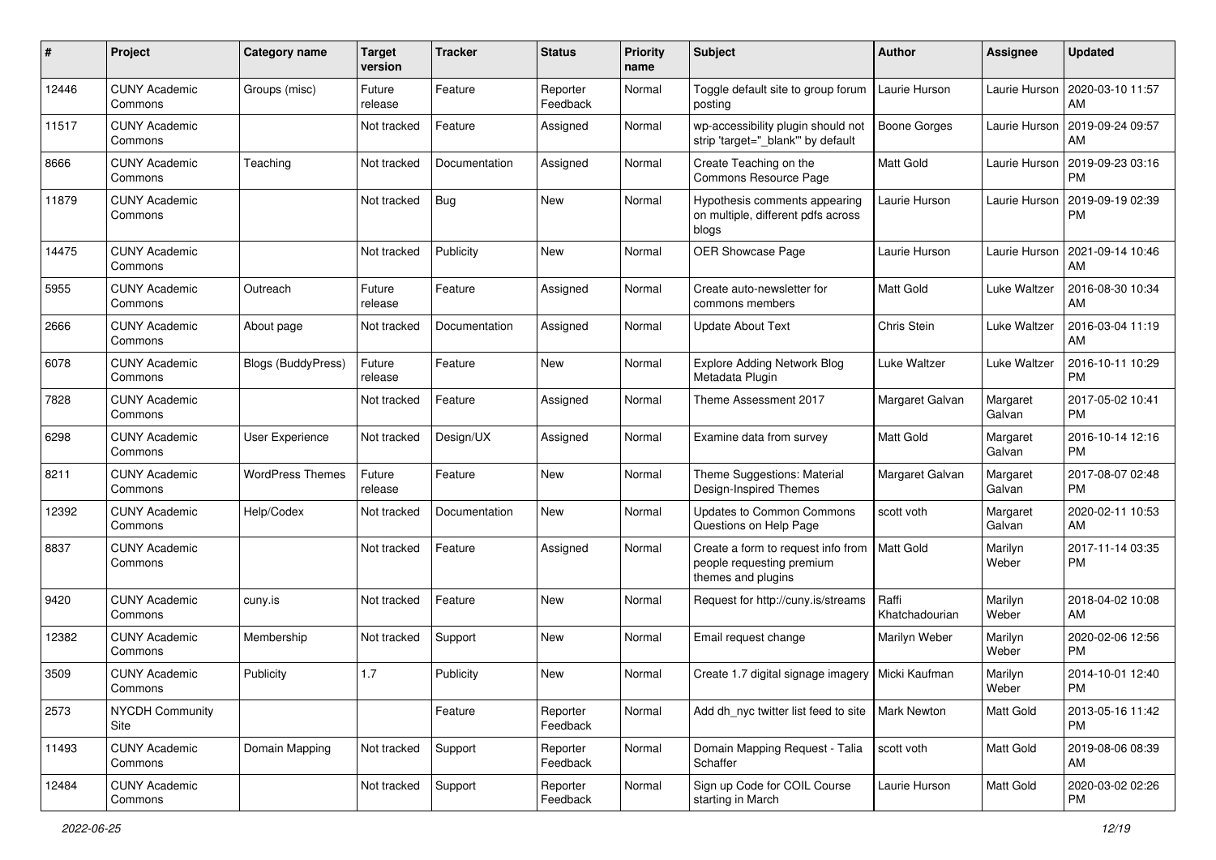| # | Project | Category name | Target version | Tracker | Status | Priority name | Subject | Author | Assignee | Updated |
|---|---|---|---|---|---|---|---|---|---|---|
| 12446 | CUNY Academic Commons | Groups (misc) | Future release | Feature | Reporter Feedback | Normal | Toggle default site to group forum posting | Laurie Hurson | Laurie Hurson | 2020-03-10 11:57 AM |
| 11517 | CUNY Academic Commons | | Not tracked | Feature | Assigned | Normal | wp-accessibility plugin should not strip 'target="_blank"' by default | Boone Gorges | Laurie Hurson | 2019-09-24 09:57 AM |
| 8666 | CUNY Academic Commons | Teaching | Not tracked | Documentation | Assigned | Normal | Create Teaching on the Commons Resource Page | Matt Gold | Laurie Hurson | 2019-09-23 03:16 PM |
| 11879 | CUNY Academic Commons | | Not tracked | Bug | New | Normal | Hypothesis comments appearing on multiple, different pdfs across blogs | Laurie Hurson | Laurie Hurson | 2019-09-19 02:39 PM |
| 14475 | CUNY Academic Commons | | Not tracked | Publicity | New | Normal | OER Showcase Page | Laurie Hurson | Laurie Hurson | 2021-09-14 10:46 AM |
| 5955 | CUNY Academic Commons | Outreach | Future release | Feature | Assigned | Normal | Create auto-newsletter for commons members | Matt Gold | Luke Waltzer | 2016-08-30 10:34 AM |
| 2666 | CUNY Academic Commons | About page | Not tracked | Documentation | Assigned | Normal | Update About Text | Chris Stein | Luke Waltzer | 2016-03-04 11:19 AM |
| 6078 | CUNY Academic Commons | Blogs (BuddyPress) | Future release | Feature | New | Normal | Explore Adding Network Blog Metadata Plugin | Luke Waltzer | Luke Waltzer | 2016-10-11 10:29 PM |
| 7828 | CUNY Academic Commons | | Not tracked | Feature | Assigned | Normal | Theme Assessment 2017 | Margaret Galvan | Margaret Galvan | 2017-05-02 10:41 PM |
| 6298 | CUNY Academic Commons | User Experience | Not tracked | Design/UX | Assigned | Normal | Examine data from survey | Matt Gold | Margaret Galvan | 2016-10-14 12:16 PM |
| 8211 | CUNY Academic Commons | WordPress Themes | Future release | Feature | New | Normal | Theme Suggestions: Material Design-Inspired Themes | Margaret Galvan | Margaret Galvan | 2017-08-07 02:48 PM |
| 12392 | CUNY Academic Commons | Help/Codex | Not tracked | Documentation | New | Normal | Updates to Common Commons Questions on Help Page | scott voth | Margaret Galvan | 2020-02-11 10:53 AM |
| 8837 | CUNY Academic Commons | | Not tracked | Feature | Assigned | Normal | Create a form to request info from people requesting premium themes and plugins | Matt Gold | Marilyn Weber | 2017-11-14 03:35 PM |
| 9420 | CUNY Academic Commons | cuny.is | Not tracked | Feature | New | Normal | Request for http://cuny.is/streams | Raffi Khatchadourian | Marilyn Weber | 2018-04-02 10:08 AM |
| 12382 | CUNY Academic Commons | Membership | Not tracked | Support | New | Normal | Email request change | Marilyn Weber | Marilyn Weber | 2020-02-06 12:56 PM |
| 3509 | CUNY Academic Commons | Publicity | 1.7 | Publicity | New | Normal | Create 1.7 digital signage imagery | Micki Kaufman | Marilyn Weber | 2014-10-01 12:40 PM |
| 2573 | NYCDH Community Site | | | Feature | Reporter Feedback | Normal | Add dh_nyc twitter list feed to site | Mark Newton | Matt Gold | 2013-05-16 11:42 PM |
| 11493 | CUNY Academic Commons | Domain Mapping | Not tracked | Support | Reporter Feedback | Normal | Domain Mapping Request - Talia Schaffer | scott voth | Matt Gold | 2019-08-06 08:39 AM |
| 12484 | CUNY Academic Commons | | Not tracked | Support | Reporter Feedback | Normal | Sign up Code for COIL Course starting in March | Laurie Hurson | Matt Gold | 2020-03-02 02:26 PM |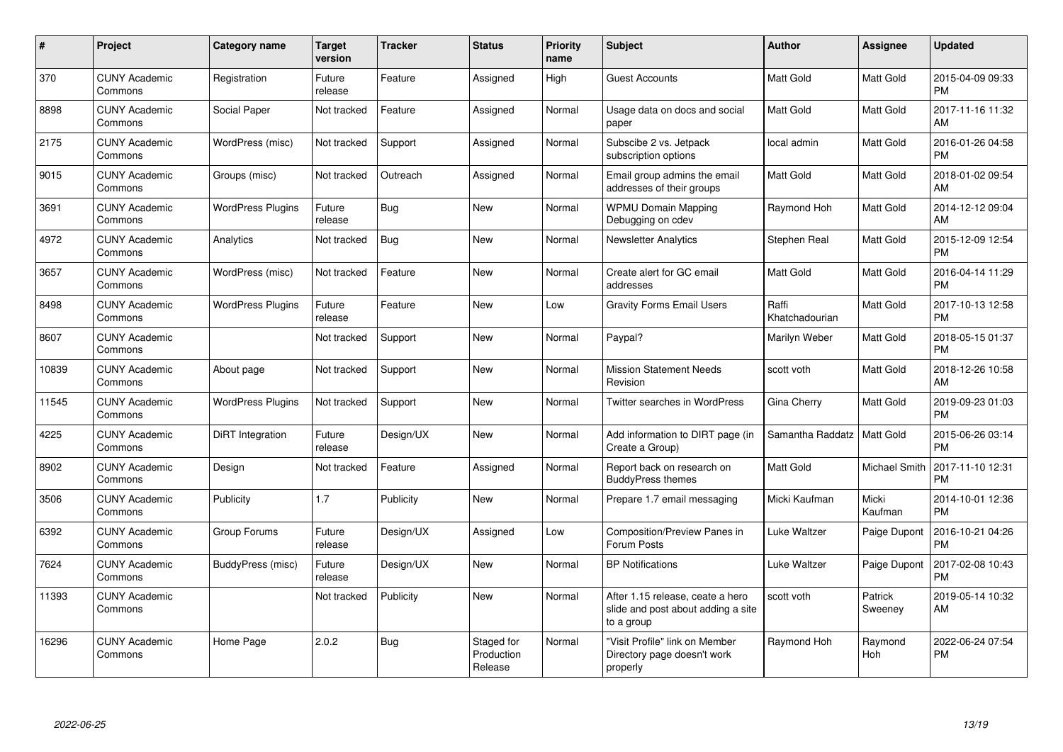| # | Project | Category name | Target version | Tracker | Status | Priority name | Subject | Author | Assignee | Updated |
|---|---|---|---|---|---|---|---|---|---|---|
| 370 | CUNY Academic Commons | Registration | Future release | Feature | Assigned | High | Guest Accounts | Matt Gold | Matt Gold | 2015-04-09 09:33 PM |
| 8898 | CUNY Academic Commons | Social Paper | Not tracked | Feature | Assigned | Normal | Usage data on docs and social paper | Matt Gold | Matt Gold | 2017-11-16 11:32 AM |
| 2175 | CUNY Academic Commons | WordPress (misc) | Not tracked | Support | Assigned | Normal | Subscibe 2 vs. Jetpack subscription options | local admin | Matt Gold | 2016-01-26 04:58 PM |
| 9015 | CUNY Academic Commons | Groups (misc) | Not tracked | Outreach | Assigned | Normal | Email group admins the email addresses of their groups | Matt Gold | Matt Gold | 2018-01-02 09:54 AM |
| 3691 | CUNY Academic Commons | WordPress Plugins | Future release | Bug | New | Normal | WPMU Domain Mapping Debugging on cdev | Raymond Hoh | Matt Gold | 2014-12-12 09:04 AM |
| 4972 | CUNY Academic Commons | Analytics | Not tracked | Bug | New | Normal | Newsletter Analytics | Stephen Real | Matt Gold | 2015-12-09 12:54 PM |
| 3657 | CUNY Academic Commons | WordPress (misc) | Not tracked | Feature | New | Normal | Create alert for GC email addresses | Matt Gold | Matt Gold | 2016-04-14 11:29 PM |
| 8498 | CUNY Academic Commons | WordPress Plugins | Future release | Feature | New | Low | Gravity Forms Email Users | Raffi Khatchadourian | Matt Gold | 2017-10-13 12:58 PM |
| 8607 | CUNY Academic Commons | | Not tracked | Support | New | Normal | Paypal? | Marilyn Weber | Matt Gold | 2018-05-15 01:37 PM |
| 10839 | CUNY Academic Commons | About page | Not tracked | Support | New | Normal | Mission Statement Needs Revision | scott voth | Matt Gold | 2018-12-26 10:58 AM |
| 11545 | CUNY Academic Commons | WordPress Plugins | Not tracked | Support | New | Normal | Twitter searches in WordPress | Gina Cherry | Matt Gold | 2019-09-23 01:03 PM |
| 4225 | CUNY Academic Commons | DiRT Integration | Future release | Design/UX | New | Normal | Add information to DIRT page (in Create a Group) | Samantha Raddatz | Matt Gold | 2015-06-26 03:14 PM |
| 8902 | CUNY Academic Commons | Design | Not tracked | Feature | Assigned | Normal | Report back on research on BuddyPress themes | Matt Gold | Michael Smith | 2017-11-10 12:31 PM |
| 3506 | CUNY Academic Commons | Publicity | 1.7 | Publicity | New | Normal | Prepare 1.7 email messaging | Micki Kaufman | Micki Kaufman | 2014-10-01 12:36 PM |
| 6392 | CUNY Academic Commons | Group Forums | Future release | Design/UX | Assigned | Low | Composition/Preview Panes in Forum Posts | Luke Waltzer | Paige Dupont | 2016-10-21 04:26 PM |
| 7624 | CUNY Academic Commons | BuddyPress (misc) | Future release | Design/UX | New | Normal | BP Notifications | Luke Waltzer | Paige Dupont | 2017-02-08 10:43 PM |
| 11393 | CUNY Academic Commons | | Not tracked | Publicity | New | Normal | After 1.15 release, ceate a hero slide and post about adding a site to a group | scott voth | Patrick Sweeney | 2019-05-14 10:32 AM |
| 16296 | CUNY Academic Commons | Home Page | 2.0.2 | Bug | Staged for Production Release | Normal | "Visit Profile" link on Member Directory page doesn't work properly | Raymond Hoh | Raymond Hoh | 2022-06-24 07:54 PM |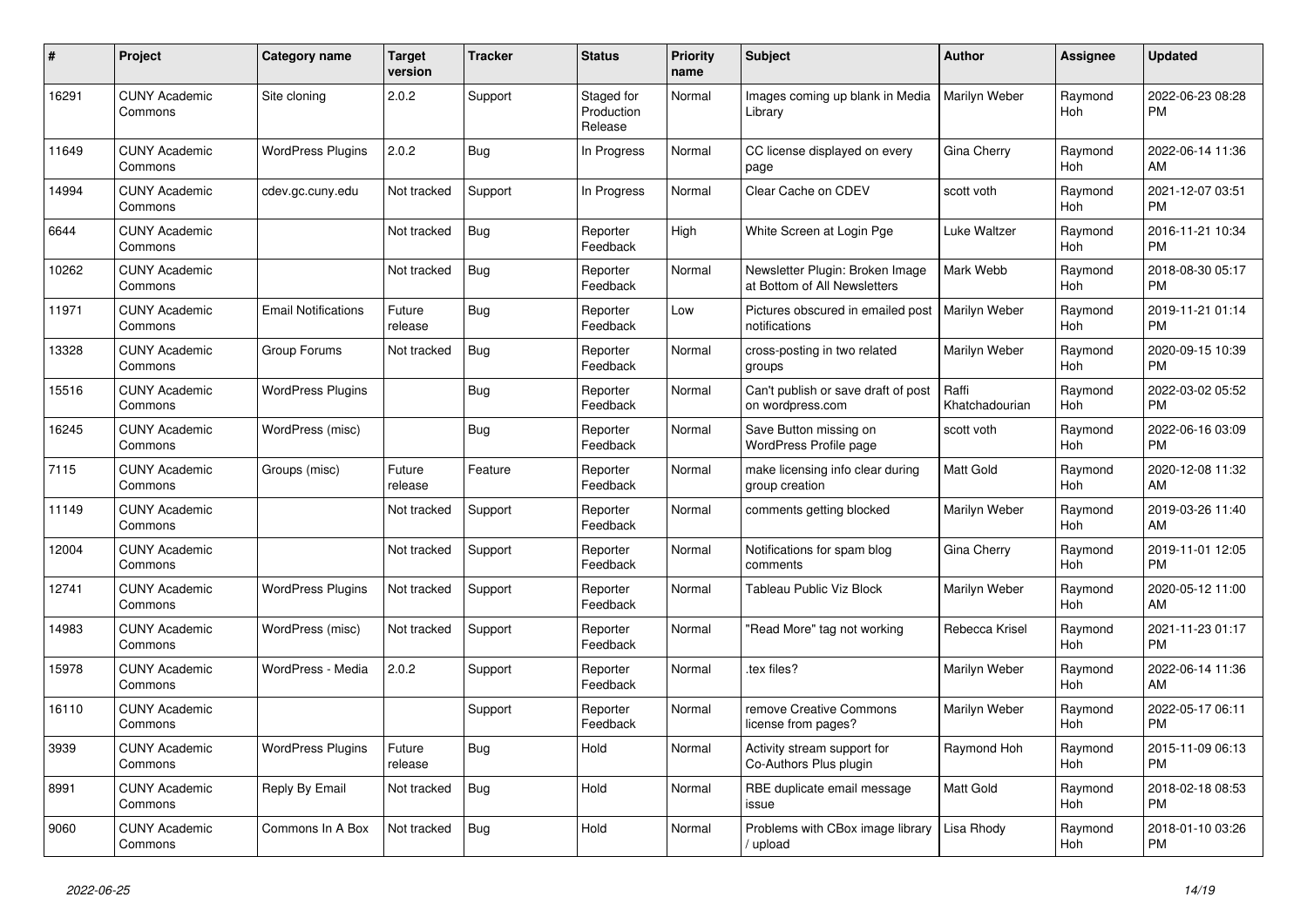| # | Project | Category name | Target version | Tracker | Status | Priority name | Subject | Author | Assignee | Updated |
|---|---|---|---|---|---|---|---|---|---|---|
| 16291 | CUNY Academic Commons | Site cloning | 2.0.2 | Support | Staged for Production Release | Normal | Images coming up blank in Media Library | Marilyn Weber | Raymond Hoh | 2022-06-23 08:28 PM |
| 11649 | CUNY Academic Commons | WordPress Plugins | 2.0.2 | Bug | In Progress | Normal | CC license displayed on every page | Gina Cherry | Raymond Hoh | 2022-06-14 11:36 AM |
| 14994 | CUNY Academic Commons | cdev.gc.cuny.edu | Not tracked | Support | In Progress | Normal | Clear Cache on CDEV | scott voth | Raymond Hoh | 2021-12-07 03:51 PM |
| 6644 | CUNY Academic Commons | | Not tracked | Bug | Reporter Feedback | High | White Screen at Login Pge | Luke Waltzer | Raymond Hoh | 2016-11-21 10:34 PM |
| 10262 | CUNY Academic Commons | | Not tracked | Bug | Reporter Feedback | Normal | Newsletter Plugin: Broken Image at Bottom of All Newsletters | Mark Webb | Raymond Hoh | 2018-08-30 05:17 PM |
| 11971 | CUNY Academic Commons | Email Notifications | Future release | Bug | Reporter Feedback | Low | Pictures obscured in emailed post notifications | Marilyn Weber | Raymond Hoh | 2019-11-21 01:14 PM |
| 13328 | CUNY Academic Commons | Group Forums | Not tracked | Bug | Reporter Feedback | Normal | cross-posting in two related groups | Marilyn Weber | Raymond Hoh | 2020-09-15 10:39 PM |
| 15516 | CUNY Academic Commons | WordPress Plugins | | Bug | Reporter Feedback | Normal | Can't publish or save draft of post on wordpress.com | Raffi Khatchadourian | Raymond Hoh | 2022-03-02 05:52 PM |
| 16245 | CUNY Academic Commons | WordPress (misc) | | Bug | Reporter Feedback | Normal | Save Button missing on WordPress Profile page | scott voth | Raymond Hoh | 2022-06-16 03:09 PM |
| 7115 | CUNY Academic Commons | Groups (misc) | Future release | Feature | Reporter Feedback | Normal | make licensing info clear during group creation | Matt Gold | Raymond Hoh | 2020-12-08 11:32 AM |
| 11149 | CUNY Academic Commons | | Not tracked | Support | Reporter Feedback | Normal | comments getting blocked | Marilyn Weber | Raymond Hoh | 2019-03-26 11:40 AM |
| 12004 | CUNY Academic Commons | | Not tracked | Support | Reporter Feedback | Normal | Notifications for spam blog comments | Gina Cherry | Raymond Hoh | 2019-11-01 12:05 PM |
| 12741 | CUNY Academic Commons | WordPress Plugins | Not tracked | Support | Reporter Feedback | Normal | Tableau Public Viz Block | Marilyn Weber | Raymond Hoh | 2020-05-12 11:00 AM |
| 14983 | CUNY Academic Commons | WordPress (misc) | Not tracked | Support | Reporter Feedback | Normal | "Read More" tag not working | Rebecca Krisel | Raymond Hoh | 2021-11-23 01:17 PM |
| 15978 | CUNY Academic Commons | WordPress - Media | 2.0.2 | Support | Reporter Feedback | Normal | .tex files? | Marilyn Weber | Raymond Hoh | 2022-06-14 11:36 AM |
| 16110 | CUNY Academic Commons | | | Support | Reporter Feedback | Normal | remove Creative Commons license from pages? | Marilyn Weber | Raymond Hoh | 2022-05-17 06:11 PM |
| 3939 | CUNY Academic Commons | WordPress Plugins | Future release | Bug | Hold | Normal | Activity stream support for Co-Authors Plus plugin | Raymond Hoh | Raymond Hoh | 2015-11-09 06:13 PM |
| 8991 | CUNY Academic Commons | Reply By Email | Not tracked | Bug | Hold | Normal | RBE duplicate email message issue | Matt Gold | Raymond Hoh | 2018-02-18 08:53 PM |
| 9060 | CUNY Academic Commons | Commons In A Box | Not tracked | Bug | Hold | Normal | Problems with CBox image library / upload | Lisa Rhody | Raymond Hoh | 2018-01-10 03:26 PM |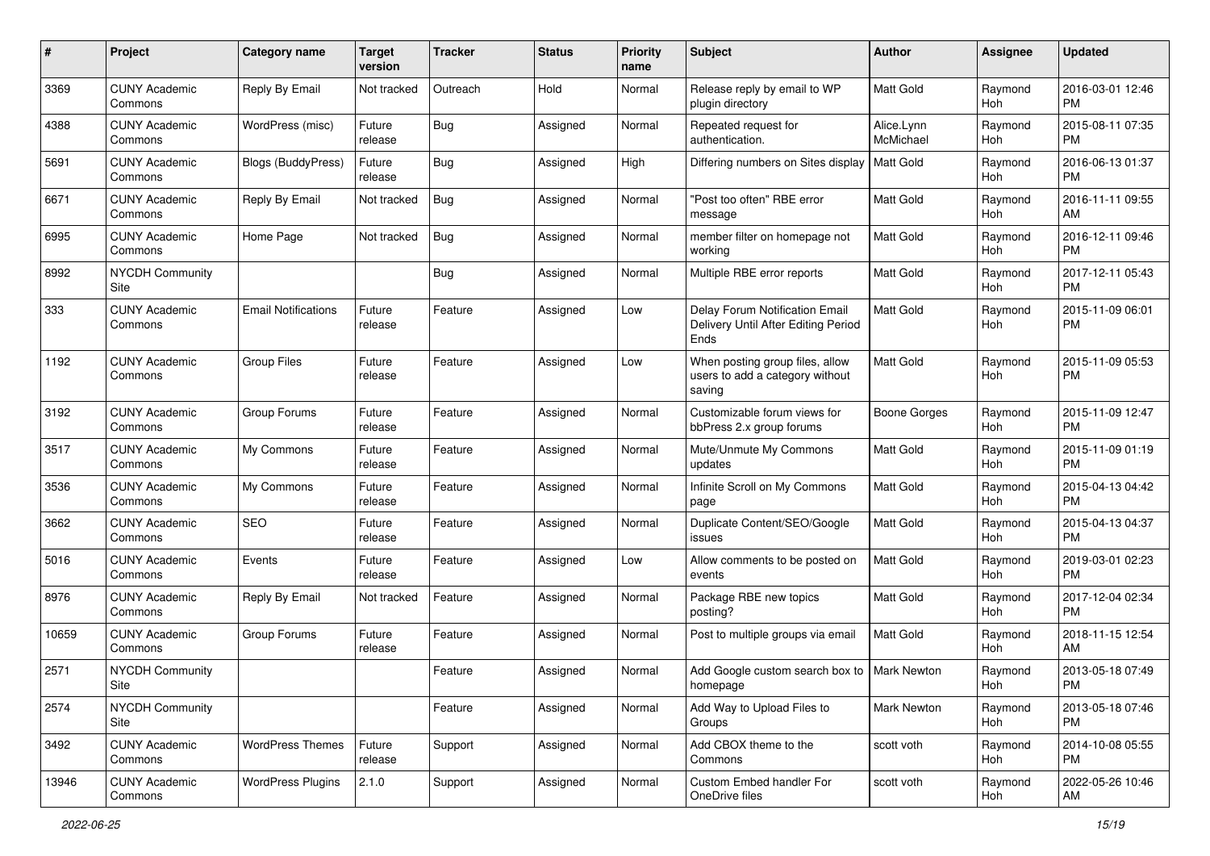| # | Project | Category name | Target version | Tracker | Status | Priority name | Subject | Author | Assignee | Updated |
|---|---|---|---|---|---|---|---|---|---|---|
| 3369 | CUNY Academic Commons | Reply By Email | Not tracked | Outreach | Hold | Normal | Release reply by email to WP plugin directory | Matt Gold | Raymond Hoh | 2016-03-01 12:46 PM |
| 4388 | CUNY Academic Commons | WordPress (misc) | Future release | Bug | Assigned | Normal | Repeated request for authentication. | Alice.Lynn McMichael | Raymond Hoh | 2015-08-11 07:35 PM |
| 5691 | CUNY Academic Commons | Blogs (BuddyPress) | Future release | Bug | Assigned | High | Differing numbers on Sites display | Matt Gold | Raymond Hoh | 2016-06-13 01:37 PM |
| 6671 | CUNY Academic Commons | Reply By Email | Not tracked | Bug | Assigned | Normal | "Post too often" RBE error message | Matt Gold | Raymond Hoh | 2016-11-11 09:55 AM |
| 6995 | CUNY Academic Commons | Home Page | Not tracked | Bug | Assigned | Normal | member filter on homepage not working | Matt Gold | Raymond Hoh | 2016-12-11 09:46 PM |
| 8992 | NYCDH Community Site | | | Bug | Assigned | Normal | Multiple RBE error reports | Matt Gold | Raymond Hoh | 2017-12-11 05:43 PM |
| 333 | CUNY Academic Commons | Email Notifications | Future release | Feature | Assigned | Low | Delay Forum Notification Email Delivery Until After Editing Period Ends | Matt Gold | Raymond Hoh | 2015-11-09 06:01 PM |
| 1192 | CUNY Academic Commons | Group Files | Future release | Feature | Assigned | Low | When posting group files, allow users to add a category without saving | Matt Gold | Raymond Hoh | 2015-11-09 05:53 PM |
| 3192 | CUNY Academic Commons | Group Forums | Future release | Feature | Assigned | Normal | Customizable forum views for bbPress 2.x group forums | Boone Gorges | Raymond Hoh | 2015-11-09 12:47 PM |
| 3517 | CUNY Academic Commons | My Commons | Future release | Feature | Assigned | Normal | Mute/Unmute My Commons updates | Matt Gold | Raymond Hoh | 2015-11-09 01:19 PM |
| 3536 | CUNY Academic Commons | My Commons | Future release | Feature | Assigned | Normal | Infinite Scroll on My Commons page | Matt Gold | Raymond Hoh | 2015-04-13 04:42 PM |
| 3662 | CUNY Academic Commons | SEO | Future release | Feature | Assigned | Normal | Duplicate Content/SEO/Google issues | Matt Gold | Raymond Hoh | 2015-04-13 04:37 PM |
| 5016 | CUNY Academic Commons | Events | Future release | Feature | Assigned | Low | Allow comments to be posted on events | Matt Gold | Raymond Hoh | 2019-03-01 02:23 PM |
| 8976 | CUNY Academic Commons | Reply By Email | Not tracked | Feature | Assigned | Normal | Package RBE new topics posting? | Matt Gold | Raymond Hoh | 2017-12-04 02:34 PM |
| 10659 | CUNY Academic Commons | Group Forums | Future release | Feature | Assigned | Normal | Post to multiple groups via email | Matt Gold | Raymond Hoh | 2018-11-15 12:54 AM |
| 2571 | NYCDH Community Site | | | Feature | Assigned | Normal | Add Google custom search box to homepage | Mark Newton | Raymond Hoh | 2013-05-18 07:49 PM |
| 2574 | NYCDH Community Site | | | Feature | Assigned | Normal | Add Way to Upload Files to Groups | Mark Newton | Raymond Hoh | 2013-05-18 07:46 PM |
| 3492 | CUNY Academic Commons | WordPress Themes | Future release | Support | Assigned | Normal | Add CBOX theme to the Commons | scott voth | Raymond Hoh | 2014-10-08 05:55 PM |
| 13946 | CUNY Academic Commons | WordPress Plugins | 2.1.0 | Support | Assigned | Normal | Custom Embed handler For OneDrive files | scott voth | Raymond Hoh | 2022-05-26 10:46 AM |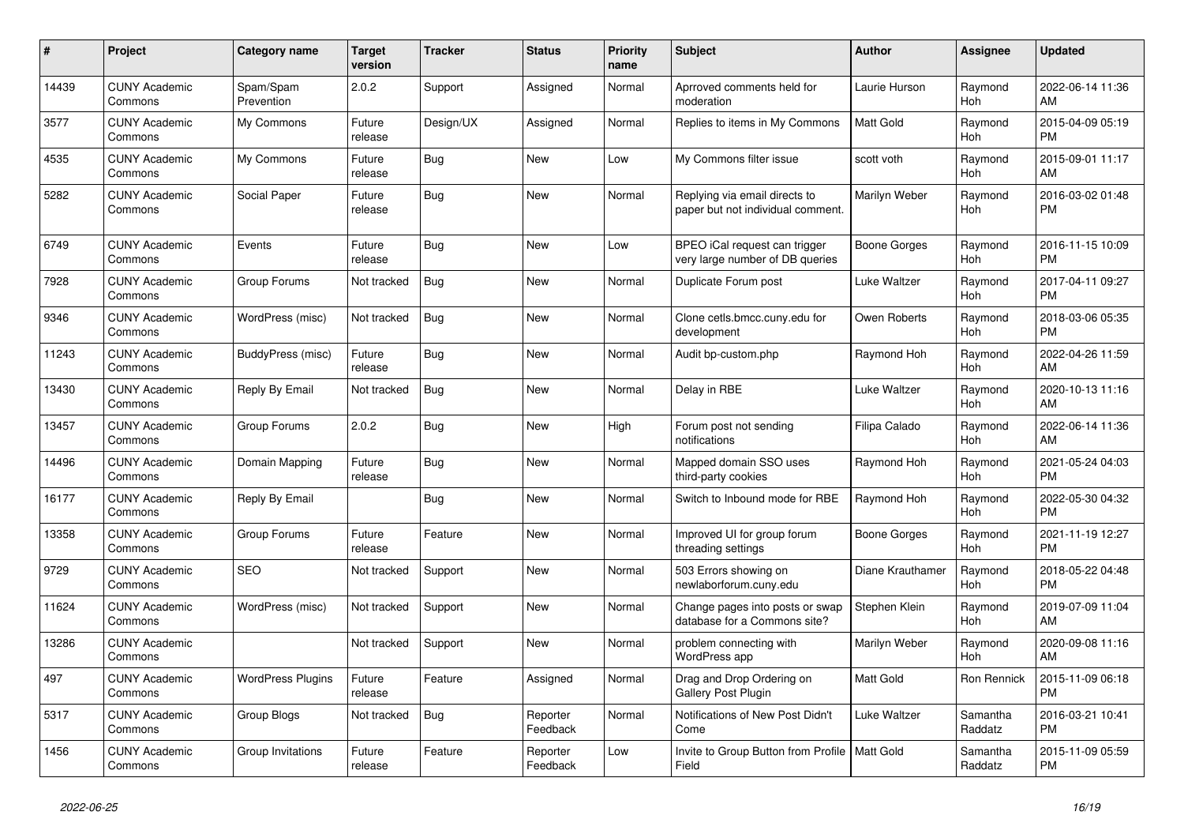| # | Project | Category name | Target version | Tracker | Status | Priority name | Subject | Author | Assignee | Updated |
|---|---|---|---|---|---|---|---|---|---|---|
| 14439 | CUNY Academic Commons | Spam/Spam Prevention | 2.0.2 | Support | Assigned | Normal | Aprroved comments held for moderation | Laurie Hurson | Raymond Hoh | 2022-06-14 11:36 AM |
| 3577 | CUNY Academic Commons | My Commons | Future release | Design/UX | Assigned | Normal | Replies to items in My Commons | Matt Gold | Raymond Hoh | 2015-04-09 05:19 PM |
| 4535 | CUNY Academic Commons | My Commons | Future release | Bug | New | Low | My Commons filter issue | scott voth | Raymond Hoh | 2015-09-01 11:17 AM |
| 5282 | CUNY Academic Commons | Social Paper | Future release | Bug | New | Normal | Replying via email directs to paper but not individual comment. | Marilyn Weber | Raymond Hoh | 2016-03-02 01:48 PM |
| 6749 | CUNY Academic Commons | Events | Future release | Bug | New | Low | BPEO iCal request can trigger very large number of DB queries | Boone Gorges | Raymond Hoh | 2016-11-15 10:09 PM |
| 7928 | CUNY Academic Commons | Group Forums | Not tracked | Bug | New | Normal | Duplicate Forum post | Luke Waltzer | Raymond Hoh | 2017-04-11 09:27 PM |
| 9346 | CUNY Academic Commons | WordPress (misc) | Not tracked | Bug | New | Normal | Clone cetls.bmcc.cuny.edu for development | Owen Roberts | Raymond Hoh | 2018-03-06 05:35 PM |
| 11243 | CUNY Academic Commons | BuddyPress (misc) | Future release | Bug | New | Normal | Audit bp-custom.php | Raymond Hoh | Raymond Hoh | 2022-04-26 11:59 AM |
| 13430 | CUNY Academic Commons | Reply By Email | Not tracked | Bug | New | Normal | Delay in RBE | Luke Waltzer | Raymond Hoh | 2020-10-13 11:16 AM |
| 13457 | CUNY Academic Commons | Group Forums | 2.0.2 | Bug | New | High | Forum post not sending notifications | Filipa Calado | Raymond Hoh | 2022-06-14 11:36 AM |
| 14496 | CUNY Academic Commons | Domain Mapping | Future release | Bug | New | Normal | Mapped domain SSO uses third-party cookies | Raymond Hoh | Raymond Hoh | 2021-05-24 04:03 PM |
| 16177 | CUNY Academic Commons | Reply By Email | | Bug | New | Normal | Switch to Inbound mode for RBE | Raymond Hoh | Raymond Hoh | 2022-05-30 04:32 PM |
| 13358 | CUNY Academic Commons | Group Forums | Future release | Feature | New | Normal | Improved UI for group forum threading settings | Boone Gorges | Raymond Hoh | 2021-11-19 12:27 PM |
| 9729 | CUNY Academic Commons | SEO | Not tracked | Support | New | Normal | 503 Errors showing on newlaborforum.cuny.edu | Diane Krauthamer | Raymond Hoh | 2018-05-22 04:48 PM |
| 11624 | CUNY Academic Commons | WordPress (misc) | Not tracked | Support | New | Normal | Change pages into posts or swap database for a Commons site? | Stephen Klein | Raymond Hoh | 2019-07-09 11:04 AM |
| 13286 | CUNY Academic Commons | | Not tracked | Support | New | Normal | problem connecting with WordPress app | Marilyn Weber | Raymond Hoh | 2020-09-08 11:16 AM |
| 497 | CUNY Academic Commons | WordPress Plugins | Future release | Feature | Assigned | Normal | Drag and Drop Ordering on Gallery Post Plugin | Matt Gold | Ron Rennick | 2015-11-09 06:18 PM |
| 5317 | CUNY Academic Commons | Group Blogs | Not tracked | Bug | Reporter Feedback | Normal | Notifications of New Post Didn't Come | Luke Waltzer | Samantha Raddatz | 2016-03-21 10:41 PM |
| 1456 | CUNY Academic Commons | Group Invitations | Future release | Feature | Reporter Feedback | Low | Invite to Group Button from Profile Field | Matt Gold | Samantha Raddatz | 2015-11-09 05:59 PM |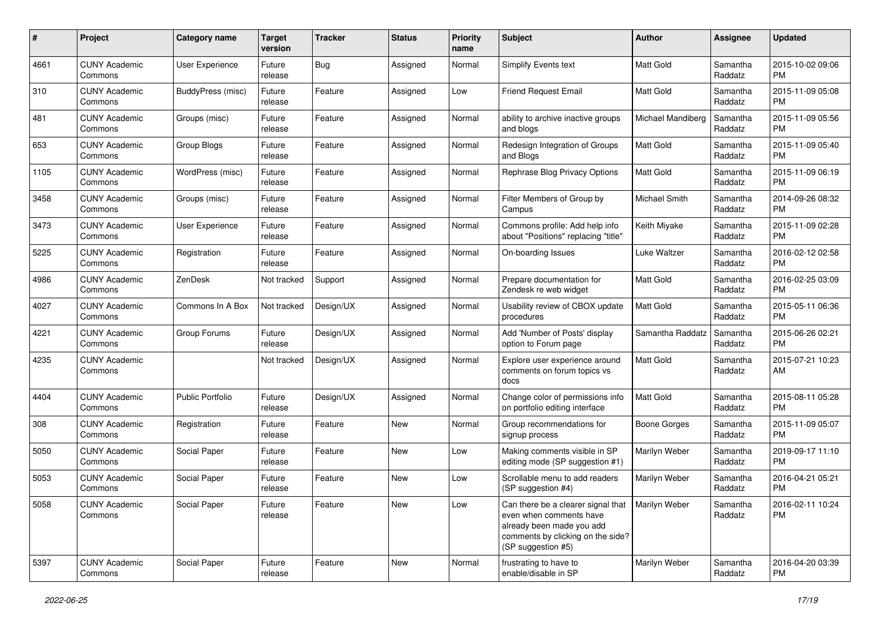| # | Project | Category name | Target version | Tracker | Status | Priority name | Subject | Author | Assignee | Updated |
|---|---|---|---|---|---|---|---|---|---|---|
| 4661 | CUNY Academic Commons | User Experience | Future release | Bug | Assigned | Normal | Simplify Events text | Matt Gold | Samantha Raddatz | 2015-10-02 09:06 PM |
| 310 | CUNY Academic Commons | BuddyPress (misc) | Future release | Feature | Assigned | Low | Friend Request Email | Matt Gold | Samantha Raddatz | 2015-11-09 05:08 PM |
| 481 | CUNY Academic Commons | Groups (misc) | Future release | Feature | Assigned | Normal | ability to archive inactive groups and blogs | Michael Mandiberg | Samantha Raddatz | 2015-11-09 05:56 PM |
| 653 | CUNY Academic Commons | Group Blogs | Future release | Feature | Assigned | Normal | Redesign Integration of Groups and Blogs | Matt Gold | Samantha Raddatz | 2015-11-09 05:40 PM |
| 1105 | CUNY Academic Commons | WordPress (misc) | Future release | Feature | Assigned | Normal | Rephrase Blog Privacy Options | Matt Gold | Samantha Raddatz | 2015-11-09 06:19 PM |
| 3458 | CUNY Academic Commons | Groups (misc) | Future release | Feature | Assigned | Normal | Filter Members of Group by Campus | Michael Smith | Samantha Raddatz | 2014-09-26 08:32 PM |
| 3473 | CUNY Academic Commons | User Experience | Future release | Feature | Assigned | Normal | Commons profile: Add help info about "Positions" replacing "title" | Keith Miyake | Samantha Raddatz | 2015-11-09 02:28 PM |
| 5225 | CUNY Academic Commons | Registration | Future release | Feature | Assigned | Normal | On-boarding Issues | Luke Waltzer | Samantha Raddatz | 2016-02-12 02:58 PM |
| 4986 | CUNY Academic Commons | ZenDesk | Not tracked | Support | Assigned | Normal | Prepare documentation for Zendesk re web widget | Matt Gold | Samantha Raddatz | 2016-02-25 03:09 PM |
| 4027 | CUNY Academic Commons | Commons In A Box | Not tracked | Design/UX | Assigned | Normal | Usability review of CBOX update procedures | Matt Gold | Samantha Raddatz | 2015-05-11 06:36 PM |
| 4221 | CUNY Academic Commons | Group Forums | Future release | Design/UX | Assigned | Normal | Add 'Number of Posts' display option to Forum page | Samantha Raddatz | Samantha Raddatz | 2015-06-26 02:21 PM |
| 4235 | CUNY Academic Commons | | Not tracked | Design/UX | Assigned | Normal | Explore user experience around comments on forum topics vs docs | Matt Gold | Samantha Raddatz | 2015-07-21 10:23 AM |
| 4404 | CUNY Academic Commons | Public Portfolio | Future release | Design/UX | Assigned | Normal | Change color of permissions info on portfolio editing interface | Matt Gold | Samantha Raddatz | 2015-08-11 05:28 PM |
| 308 | CUNY Academic Commons | Registration | Future release | Feature | New | Normal | Group recommendations for signup process | Boone Gorges | Samantha Raddatz | 2015-11-09 05:07 PM |
| 5050 | CUNY Academic Commons | Social Paper | Future release | Feature | New | Low | Making comments visible in SP editing mode (SP suggestion #1) | Marilyn Weber | Samantha Raddatz | 2019-09-17 11:10 PM |
| 5053 | CUNY Academic Commons | Social Paper | Future release | Feature | New | Low | Scrollable menu to add readers (SP suggestion #4) | Marilyn Weber | Samantha Raddatz | 2016-04-21 05:21 PM |
| 5058 | CUNY Academic Commons | Social Paper | Future release | Feature | New | Low | Can there be a clearer signal that even when comments have already been made you add comments by clicking on the side? (SP suggestion #5) | Marilyn Weber | Samantha Raddatz | 2016-02-11 10:24 PM |
| 5397 | CUNY Academic Commons | Social Paper | Future release | Feature | New | Normal | frustrating to have to enable/disable in SP | Marilyn Weber | Samantha Raddatz | 2016-04-20 03:39 PM |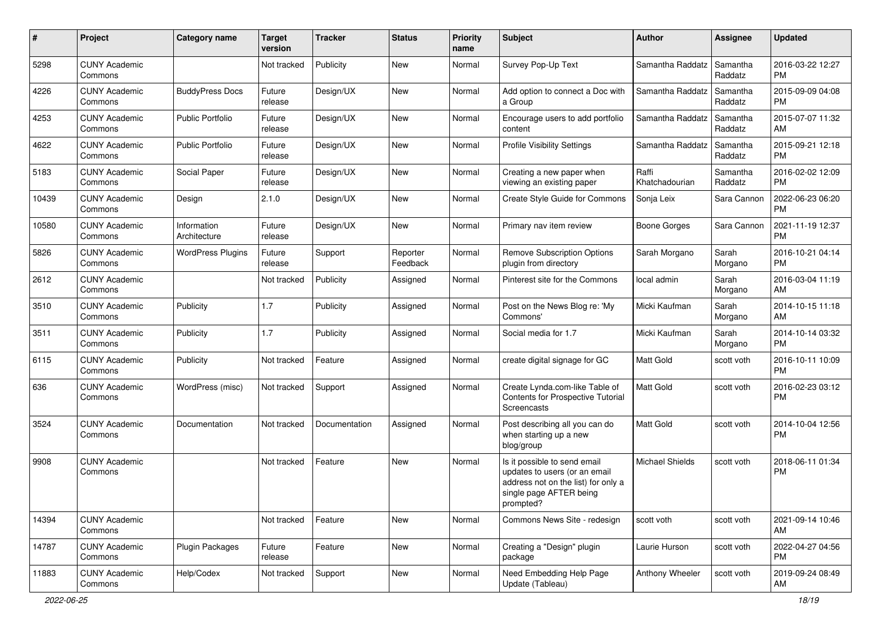| # | Project | Category name | Target version | Tracker | Status | Priority name | Subject | Author | Assignee | Updated |
|---|---|---|---|---|---|---|---|---|---|---|
| 5298 | CUNY Academic Commons | | Not tracked | Publicity | New | Normal | Survey Pop-Up Text | Samantha Raddatz | Samantha Raddatz | 2016-03-22 12:27 PM |
| 4226 | CUNY Academic Commons | BuddyPress Docs | Future release | Design/UX | New | Normal | Add option to connect a Doc with a Group | Samantha Raddatz | Samantha Raddatz | 2015-09-09 04:08 PM |
| 4253 | CUNY Academic Commons | Public Portfolio | Future release | Design/UX | New | Normal | Encourage users to add portfolio content | Samantha Raddatz | Samantha Raddatz | 2015-07-07 11:32 AM |
| 4622 | CUNY Academic Commons | Public Portfolio | Future release | Design/UX | New | Normal | Profile Visibility Settings | Samantha Raddatz | Samantha Raddatz | 2015-09-21 12:18 PM |
| 5183 | CUNY Academic Commons | Social Paper | Future release | Design/UX | New | Normal | Creating a new paper when viewing an existing paper | Raffi Khatchadourian | Samantha Raddatz | 2016-02-02 12:09 PM |
| 10439 | CUNY Academic Commons | Design | 2.1.0 | Design/UX | New | Normal | Create Style Guide for Commons | Sonja Leix | Sara Cannon | 2022-06-23 06:20 PM |
| 10580 | CUNY Academic Commons | Information Architecture | Future release | Design/UX | New | Normal | Primary nav item review | Boone Gorges | Sara Cannon | 2021-11-19 12:37 PM |
| 5826 | CUNY Academic Commons | WordPress Plugins | Future release | Support | Reporter Feedback | Normal | Remove Subscription Options plugin from directory | Sarah Morgano | Sarah Morgano | 2016-10-21 04:14 PM |
| 2612 | CUNY Academic Commons | | Not tracked | Publicity | Assigned | Normal | Pinterest site for the Commons | local admin | Sarah Morgano | 2016-03-04 11:19 AM |
| 3510 | CUNY Academic Commons | Publicity | 1.7 | Publicity | Assigned | Normal | Post on the News Blog re: 'My Commons' | Micki Kaufman | Sarah Morgano | 2014-10-15 11:18 AM |
| 3511 | CUNY Academic Commons | Publicity | 1.7 | Publicity | Assigned | Normal | Social media for 1.7 | Micki Kaufman | Sarah Morgano | 2014-10-14 03:32 PM |
| 6115 | CUNY Academic Commons | Publicity | Not tracked | Feature | Assigned | Normal | create digital signage for GC | Matt Gold | scott voth | 2016-10-11 10:09 PM |
| 636 | CUNY Academic Commons | WordPress (misc) | Not tracked | Support | Assigned | Normal | Create Lynda.com-like Table of Contents for Prospective Tutorial Screencasts | Matt Gold | scott voth | 2016-02-23 03:12 PM |
| 3524 | CUNY Academic Commons | Documentation | Not tracked | Documentation | Assigned | Normal | Post describing all you can do when starting up a new blog/group | Matt Gold | scott voth | 2014-10-04 12:56 PM |
| 9908 | CUNY Academic Commons | | Not tracked | Feature | New | Normal | Is it possible to send email updates to users (or an email address not on the list) for only a single page AFTER being prompted? | Michael Shields | scott voth | 2018-06-11 01:34 PM |
| 14394 | CUNY Academic Commons | | Not tracked | Feature | New | Normal | Commons News Site - redesign | scott voth | scott voth | 2021-09-14 10:46 AM |
| 14787 | CUNY Academic Commons | Plugin Packages | Future release | Feature | New | Normal | Creating a "Design" plugin package | Laurie Hurson | scott voth | 2022-04-27 04:56 PM |
| 11883 | CUNY Academic Commons | Help/Codex | Not tracked | Support | New | Normal | Need Embedding Help Page Update (Tableau) | Anthony Wheeler | scott voth | 2019-09-24 08:49 AM |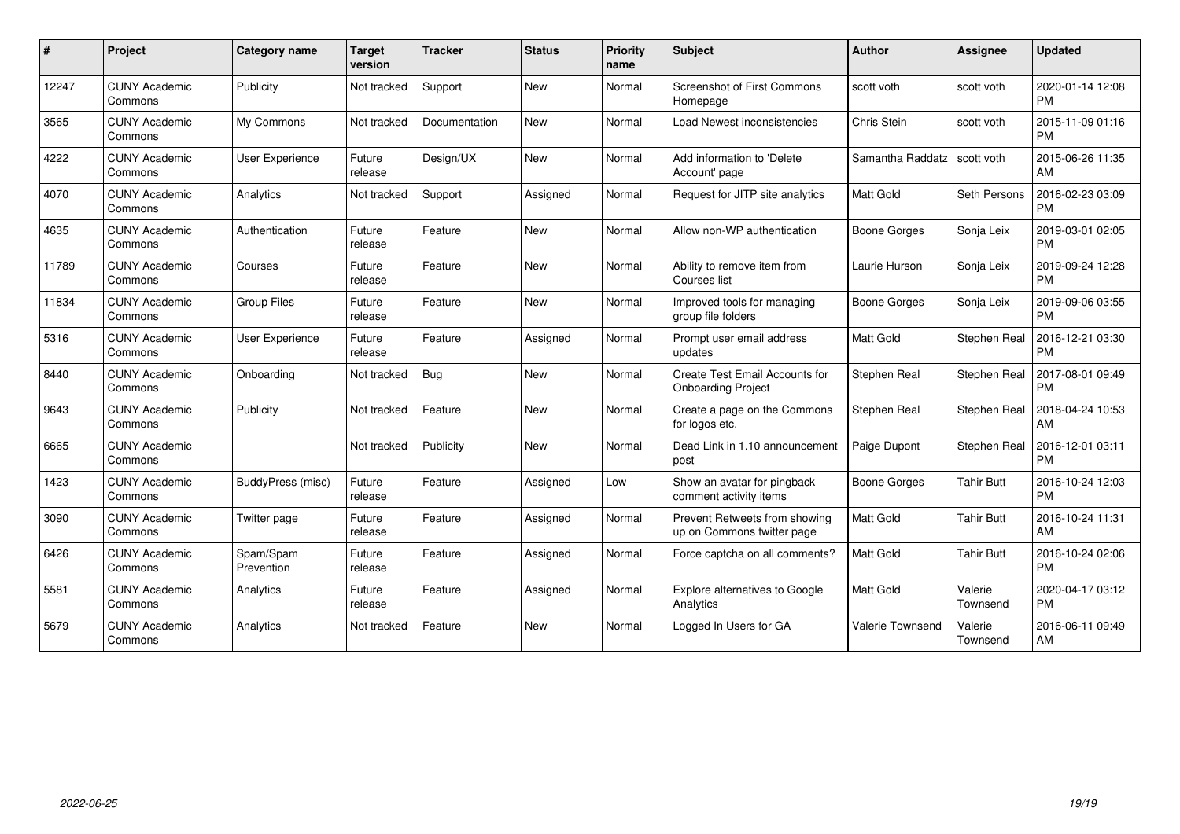| # | Project | Category name | Target version | Tracker | Status | Priority name | Subject | Author | Assignee | Updated |
|---|---|---|---|---|---|---|---|---|---|---|
| 12247 | CUNY Academic Commons | Publicity | Not tracked | Support | New | Normal | Screenshot of First Commons Homepage | scott voth | scott voth | 2020-01-14 12:08 PM |
| 3565 | CUNY Academic Commons | My Commons | Not tracked | Documentation | New | Normal | Load Newest inconsistencies | Chris Stein | scott voth | 2015-11-09 01:16 PM |
| 4222 | CUNY Academic Commons | User Experience | Future release | Design/UX | New | Normal | Add information to 'Delete Account' page | Samantha Raddatz | scott voth | 2015-06-26 11:35 AM |
| 4070 | CUNY Academic Commons | Analytics | Not tracked | Support | Assigned | Normal | Request for JITP site analytics | Matt Gold | Seth Persons | 2016-02-23 03:09 PM |
| 4635 | CUNY Academic Commons | Authentication | Future release | Feature | New | Normal | Allow non-WP authentication | Boone Gorges | Sonja Leix | 2019-03-01 02:05 PM |
| 11789 | CUNY Academic Commons | Courses | Future release | Feature | New | Normal | Ability to remove item from Courses list | Laurie Hurson | Sonja Leix | 2019-09-24 12:28 PM |
| 11834 | CUNY Academic Commons | Group Files | Future release | Feature | New | Normal | Improved tools for managing group file folders | Boone Gorges | Sonja Leix | 2019-09-06 03:55 PM |
| 5316 | CUNY Academic Commons | User Experience | Future release | Feature | Assigned | Normal | Prompt user email address updates | Matt Gold | Stephen Real | 2016-12-21 03:30 PM |
| 8440 | CUNY Academic Commons | Onboarding | Not tracked | Bug | New | Normal | Create Test Email Accounts for Onboarding Project | Stephen Real | Stephen Real | 2017-08-01 09:49 PM |
| 9643 | CUNY Academic Commons | Publicity | Not tracked | Feature | New | Normal | Create a page on the Commons for logos etc. | Stephen Real | Stephen Real | 2018-04-24 10:53 AM |
| 6665 | CUNY Academic Commons | | Not tracked | Publicity | New | Normal | Dead Link in 1.10 announcement post | Paige Dupont | Stephen Real | 2016-12-01 03:11 PM |
| 1423 | CUNY Academic Commons | BuddyPress (misc) | Future release | Feature | Assigned | Low | Show an avatar for pingback comment activity items | Boone Gorges | Tahir Butt | 2016-10-24 12:03 PM |
| 3090 | CUNY Academic Commons | Twitter page | Future release | Feature | Assigned | Normal | Prevent Retweets from showing up on Commons twitter page | Matt Gold | Tahir Butt | 2016-10-24 11:31 AM |
| 6426 | CUNY Academic Commons | Spam/Spam Prevention | Future release | Feature | Assigned | Normal | Force captcha on all comments? | Matt Gold | Tahir Butt | 2016-10-24 02:06 PM |
| 5581 | CUNY Academic Commons | Analytics | Future release | Feature | Assigned | Normal | Explore alternatives to Google Analytics | Matt Gold | Valerie Townsend | 2020-04-17 03:12 PM |
| 5679 | CUNY Academic Commons | Analytics | Not tracked | Feature | New | Normal | Logged In Users for GA | Valerie Townsend | Valerie Townsend | 2016-06-11 09:49 AM |